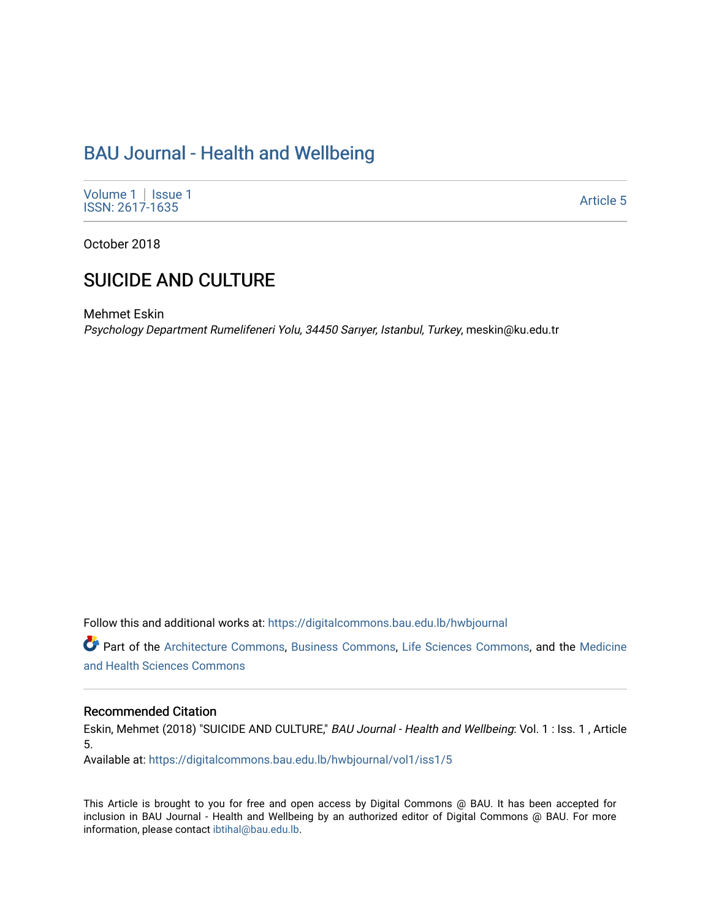# BAU Journal - Health and Wellbeing

Volume 1 | Issue 1
ISSN: 2617-1635

Article 5

October 2018

## SUICIDE AND CULTURE

Mehmet Eskin
*Psychology Department Rumelifeneri Yolu, 34450 Sarıyer, Istanbul, Turkey*, meskin@ku.edu.tr

Follow this and additional works at: https://digitalcommons.bau.edu.lb/hwbjournal

Part of the Architecture Commons, Business Commons, Life Sciences Commons, and the Medicine and Health Sciences Commons

### Recommended Citation

Eskin, Mehmet (2018) "SUICIDE AND CULTURE," *BAU Journal - Health and Wellbeing*: Vol. 1 : Iss. 1 , Article 5.
Available at: https://digitalcommons.bau.edu.lb/hwbjournal/vol1/iss1/5

This Article is brought to you for free and open access by Digital Commons @ BAU. It has been accepted for inclusion in BAU Journal - Health and Wellbeing by an authorized editor of Digital Commons @ BAU. For more information, please contact ibtihal@bau.edu.lb.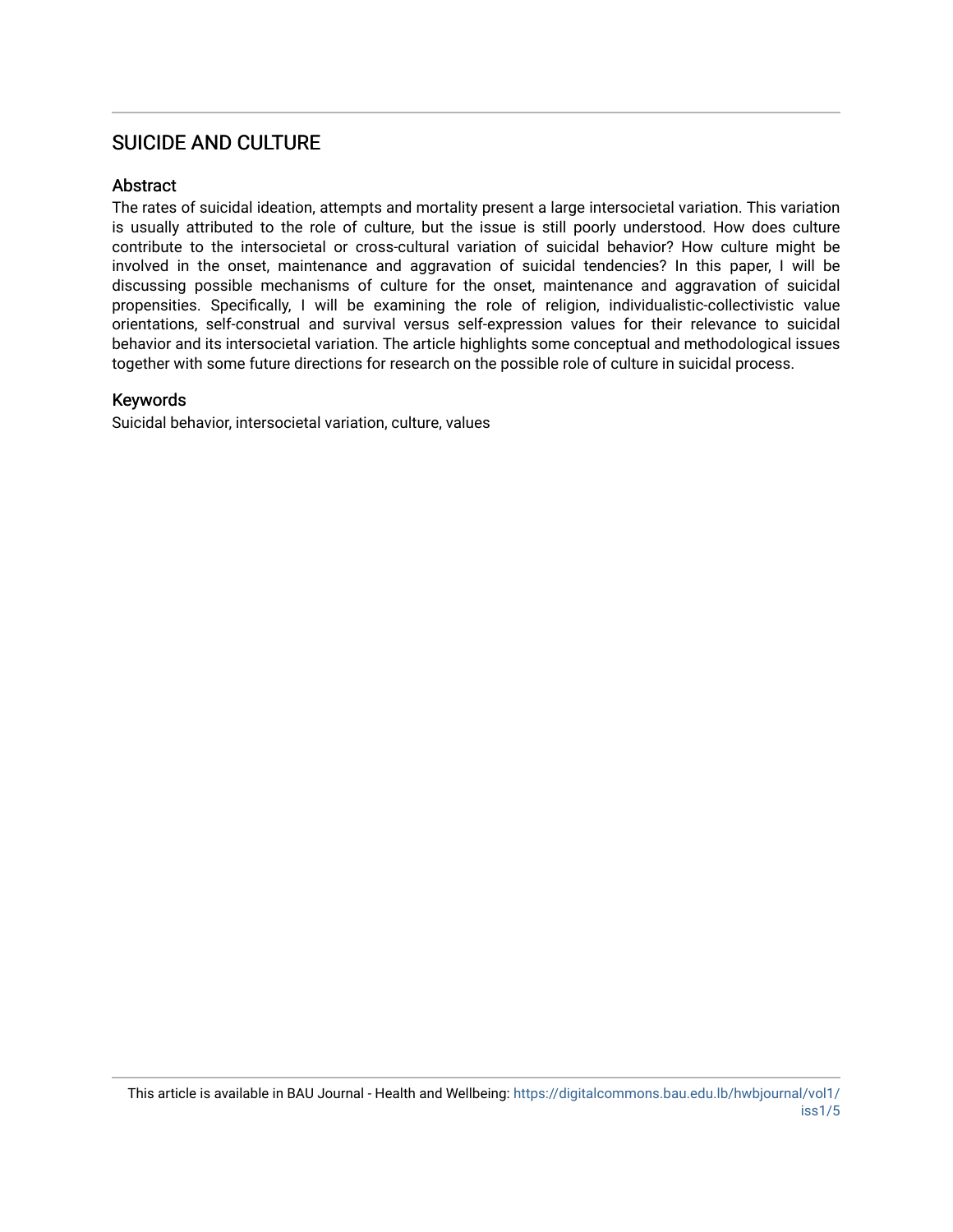## SUICIDE AND CULTURE

### Abstract

The rates of suicidal ideation, attempts and mortality present a large intersocietal variation. This variation is usually attributed to the role of culture, but the issue is still poorly understood. How does culture contribute to the intersocietal or cross-cultural variation of suicidal behavior? How culture might be involved in the onset, maintenance and aggravation of suicidal tendencies? In this paper, I will be discussing possible mechanisms of culture for the onset, maintenance and aggravation of suicidal propensities. Specifically, I will be examining the role of religion, individualistic-collectivistic value orientations, self-construal and survival versus self-expression values for their relevance to suicidal behavior and its intersocietal variation. The article highlights some conceptual and methodological issues together with some future directions for research on the possible role of culture in suicidal process.

### Keywords

Suicidal behavior, intersocietal variation, culture, values

This article is available in BAU Journal - Health and Wellbeing: https://digitalcommons.bau.edu.lb/hwbjournal/vol1/iss1/5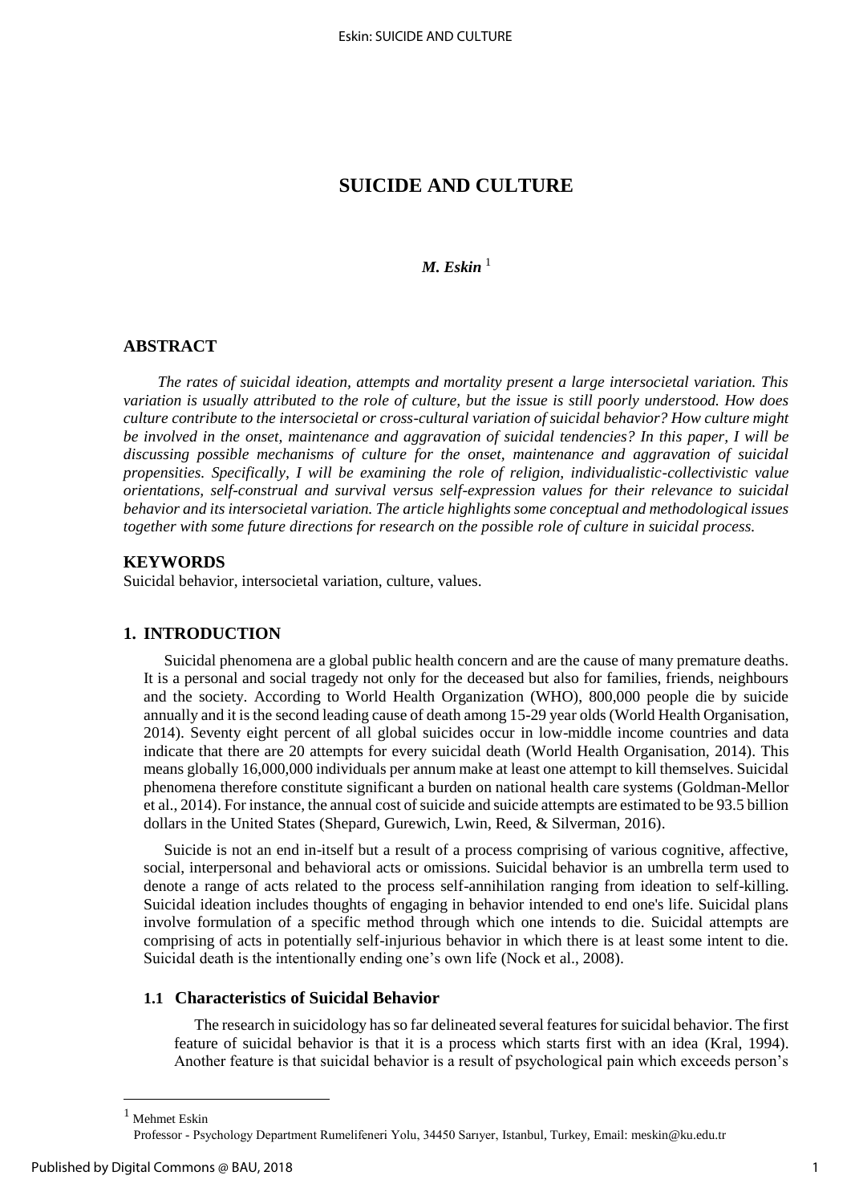# SUICIDE AND CULTURE

***M. Eskin*** [1]

## ABSTRACT

*The rates of suicidal ideation, attempts and mortality present a large intersocietal variation. This variation is usually attributed to the role of culture, but the issue is still poorly understood. How does culture contribute to the intersocietal or cross-cultural variation of suicidal behavior? How culture might be involved in the onset, maintenance and aggravation of suicidal tendencies? In this paper, I will be discussing possible mechanisms of culture for the onset, maintenance and aggravation of suicidal propensities. Specifically, I will be examining the role of religion, individualistic-collectivistic value orientations, self-construal and survival versus self-expression values for their relevance to suicidal behavior and its intersocietal variation. The article highlights some conceptual and methodological issues together with some future directions for research on the possible role of culture in suicidal process.*

## KEYWORDS

Suicidal behavior, intersocietal variation, culture, values.

## 1. INTRODUCTION

Suicidal phenomena are a global public health concern and are the cause of many premature deaths. It is a personal and social tragedy not only for the deceased but also for families, friends, neighbours and the society. According to World Health Organization (WHO), 800,000 people die by suicide annually and it is the second leading cause of death among 15-29 year olds (World Health Organisation, 2014). Seventy eight percent of all global suicides occur in low-middle income countries and data indicate that there are 20 attempts for every suicidal death (World Health Organisation, 2014). This means globally 16,000,000 individuals per annum make at least one attempt to kill themselves. Suicidal phenomena therefore constitute significant a burden on national health care systems (Goldman-Mellor et al., 2014). For instance, the annual cost of suicide and suicide attempts are estimated to be 93.5 billion dollars in the United States (Shepard, Gurewich, Lwin, Reed, & Silverman, 2016).

Suicide is not an end in-itself but a result of a process comprising of various cognitive, affective, social, interpersonal and behavioral acts or omissions. Suicidal behavior is an umbrella term used to denote a range of acts related to the process self-annihilation ranging from ideation to self-killing. Suicidal ideation includes thoughts of engaging in behavior intended to end one's life. Suicidal plans involve formulation of a specific method through which one intends to die. Suicidal attempts are comprising of acts in potentially self-injurious behavior in which there is at least some intent to die. Suicidal death is the intentionally ending one's own life (Nock et al., 2008).

### 1.1 Characteristics of Suicidal Behavior

The research in suicidology has so far delineated several features for suicidal behavior. The first feature of suicidal behavior is that it is a process which starts first with an idea (Kral, 1994). Another feature is that suicidal behavior is a result of psychological pain which exceeds person's

---

[1] Mehmet Eskin
Professor - Psychology Department Rumelifeneri Yolu, 34450 Sarıyer, Istanbul, Turkey, Email: meskin@ku.edu.tr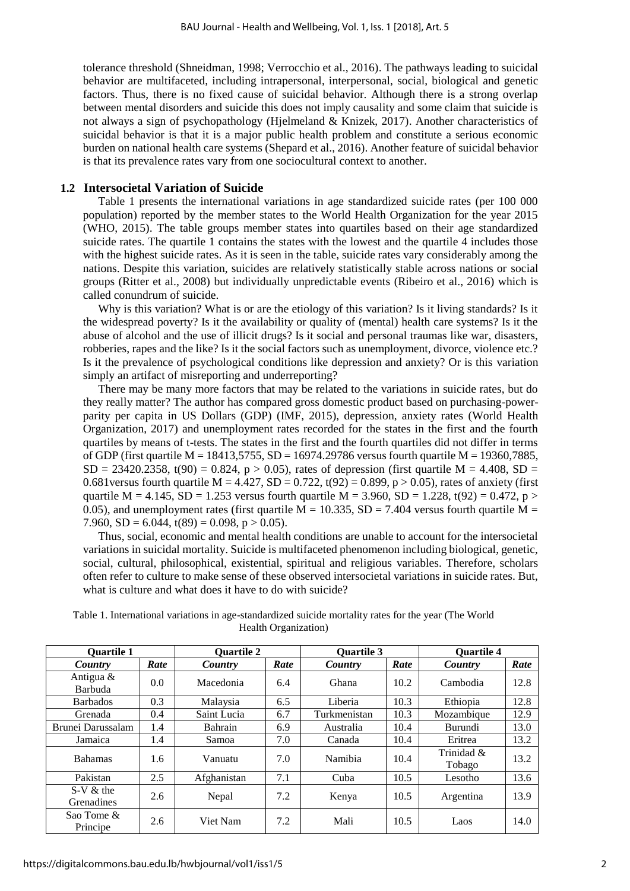tolerance threshold (Shneidman, 1998; Verrocchio et al., 2016). The pathways leading to suicidal behavior are multifaceted, including intrapersonal, interpersonal, social, biological and genetic factors. Thus, there is no fixed cause of suicidal behavior. Although there is a strong overlap between mental disorders and suicide this does not imply causality and some claim that suicide is not always a sign of psychopathology (Hjelmeland & Knizek, 2017). Another characteristics of suicidal behavior is that it is a major public health problem and constitute a serious economic burden on national health care systems (Shepard et al., 2016). Another feature of suicidal behavior is that its prevalence rates vary from one sociocultural context to another.

## 1.2 Intersocietal Variation of Suicide

Table 1 presents the international variations in age standardized suicide rates (per 100 000 population) reported by the member states to the World Health Organization for the year 2015 (WHO, 2015). The table groups member states into quartiles based on their age standardized suicide rates. The quartile 1 contains the states with the lowest and the quartile 4 includes those with the highest suicide rates. As it is seen in the table, suicide rates vary considerably among the nations. Despite this variation, suicides are relatively statistically stable across nations or social groups (Ritter et al., 2008) but individually unpredictable events (Ribeiro et al., 2016) which is called conundrum of suicide.

Why is this variation? What is or are the etiology of this variation? Is it living standards? Is it the widespread poverty? Is it the availability or quality of (mental) health care systems? Is it the abuse of alcohol and the use of illicit drugs? Is it social and personal traumas like war, disasters, robberies, rapes and the like? Is it the social factors such as unemployment, divorce, violence etc.? Is it the prevalence of psychological conditions like depression and anxiety? Or is this variation simply an artifact of misreporting and underreporting?

There may be many more factors that may be related to the variations in suicide rates, but do they really matter? The author has compared gross domestic product based on purchasing-power-parity per capita in US Dollars (GDP) (IMF, 2015), depression, anxiety rates (World Health Organization, 2017) and unemployment rates recorded for the states in the first and the fourth quartiles by means of t-tests. The states in the first and the fourth quartiles did not differ in terms of GDP (first quartile M = 18413,5755, SD = 16974.29786 versus fourth quartile M = 19360,7885, SD = 23420.2358, $t(90) = 0.824$, $p > 0.05$), rates of depression (first quartile M = 4.408, SD = 0.681versus fourth quartile M = 4.427, SD = 0.722, $t(92) = 0.899$, $p > 0.05$), rates of anxiety (first quartile M = 4.145, SD = 1.253 versus fourth quartile M = 3.960, SD = 1.228, $t(92) = 0.472$, $p > 0.05$), and unemployment rates (first quartile M = 10.335, SD = 7.404 versus fourth quartile M = 7.960, SD = 6.044, $t(89) = 0.098$, $p > 0.05$).

Thus, social, economic and mental health conditions are unable to account for the intersocietal variations in suicidal mortality. Suicide is multifaceted phenomenon including biological, genetic, social, cultural, philosophical, existential, spiritual and religious variables. Therefore, scholars often refer to culture to make sense of these observed intersocietal variations in suicide rates. But, what is culture and what does it have to do with suicide?

Table 1. International variations in age-standardized suicide mortality rates for the year (The World Health Organization)

| **Quartile 1** | | **Quartile 2** | | **Quartile 3** | | **Quartile 4** | |
|---|---|---|---|---|---|---|---|
| ***Country*** | ***Rate*** | ***Country*** | ***Rate*** | ***Country*** | ***Rate*** | ***Country*** | ***Rate*** |
| Antigua & Barbuda | 0.0 | Macedonia | 6.4 | Ghana | 10.2 | Cambodia | 12.8 |
| Barbados | 0.3 | Malaysia | 6.5 | Liberia | 10.3 | Ethiopia | 12.8 |
| Grenada | 0.4 | Saint Lucia | 6.7 | Turkmenistan | 10.3 | Mozambique | 12.9 |
| Brunei Darussalam | 1.4 | Bahrain | 6.9 | Australia | 10.4 | Burundi | 13.0 |
| Jamaica | 1.4 | Samoa | 7.0 | Canada | 10.4 | Eritrea | 13.2 |
| Bahamas | 1.6 | Vanuatu | 7.0 | Namibia | 10.4 | Trinidad & Tobago | 13.2 |
| Pakistan | 2.5 | Afghanistan | 7.1 | Cuba | 10.5 | Lesotho | 13.6 |
| S-V & the Grenadines | 2.6 | Nepal | 7.2 | Kenya | 10.5 | Argentina | 13.9 |
| Sao Tome & Principe | 2.6 | Viet Nam | 7.2 | Mali | 10.5 | Laos | 14.0 |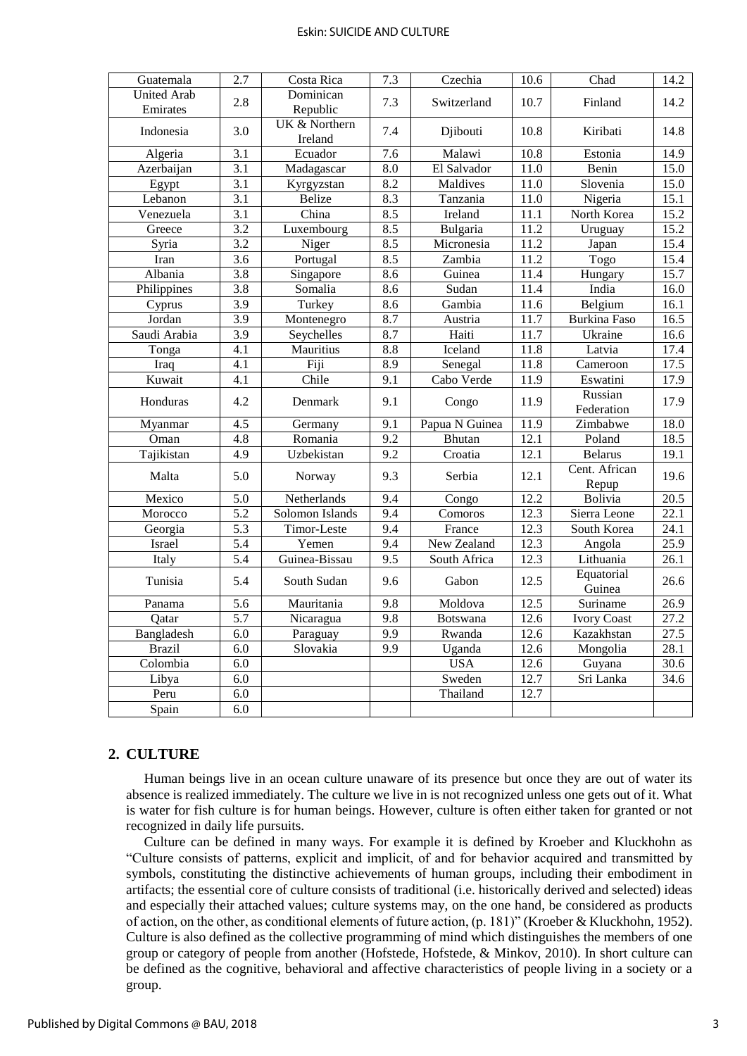| Guatemala | 2.7 | Costa Rica | 7.3 | Czechia | 10.6 | Chad | 14.2 |
|---|---|---|---|---|---|---|---|
| United Arab Emirates | 2.8 | Dominican Republic | 7.3 | Switzerland | 10.7 | Finland | 14.2 |
| Indonesia | 3.0 | UK & Northern Ireland | 7.4 | Djibouti | 10.8 | Kiribati | 14.8 |
| Algeria | 3.1 | Ecuador | 7.6 | Malawi | 10.8 | Estonia | 14.9 |
| Azerbaijan | 3.1 | Madagascar | 8.0 | El Salvador | 11.0 | Benin | 15.0 |
| Egypt | 3.1 | Kyrgyzstan | 8.2 | Maldives | 11.0 | Slovenia | 15.0 |
| Lebanon | 3.1 | Belize | 8.3 | Tanzania | 11.0 | Nigeria | 15.1 |
| Venezuela | 3.1 | China | 8.5 | Ireland | 11.1 | North Korea | 15.2 |
| Greece | 3.2 | Luxembourg | 8.5 | Bulgaria | 11.2 | Uruguay | 15.2 |
| Syria | 3.2 | Niger | 8.5 | Micronesia | 11.2 | Japan | 15.4 |
| Iran | 3.6 | Portugal | 8.5 | Zambia | 11.2 | Togo | 15.4 |
| Albania | 3.8 | Singapore | 8.6 | Guinea | 11.4 | Hungary | 15.7 |
| Philippines | 3.8 | Somalia | 8.6 | Sudan | 11.4 | India | 16.0 |
| Cyprus | 3.9 | Turkey | 8.6 | Gambia | 11.6 | Belgium | 16.1 |
| Jordan | 3.9 | Montenegro | 8.7 | Austria | 11.7 | Burkina Faso | 16.5 |
| Saudi Arabia | 3.9 | Seychelles | 8.7 | Haiti | 11.7 | Ukraine | 16.6 |
| Tonga | 4.1 | Mauritius | 8.8 | Iceland | 11.8 | Latvia | 17.4 |
| Iraq | 4.1 | Fiji | 8.9 | Senegal | 11.8 | Cameroon | 17.5 |
| Kuwait | 4.1 | Chile | 9.1 | Cabo Verde | 11.9 | Eswatini | 17.9 |
| Honduras | 4.2 | Denmark | 9.1 | Congo | 11.9 | Russian Federation | 17.9 |
| Myanmar | 4.5 | Germany | 9.1 | Papua N Guinea | 11.9 | Zimbabwe | 18.0 |
| Oman | 4.8 | Romania | 9.2 | Bhutan | 12.1 | Poland | 18.5 |
| Tajikistan | 4.9 | Uzbekistan | 9.2 | Croatia | 12.1 | Belarus | 19.1 |
| Malta | 5.0 | Norway | 9.3 | Serbia | 12.1 | Cent. African Repup | 19.6 |
| Mexico | 5.0 | Netherlands | 9.4 | Congo | 12.2 | Bolivia | 20.5 |
| Morocco | 5.2 | Solomon Islands | 9.4 | Comoros | 12.3 | Sierra Leone | 22.1 |
| Georgia | 5.3 | Timor-Leste | 9.4 | France | 12.3 | South Korea | 24.1 |
| Israel | 5.4 | Yemen | 9.4 | New Zealand | 12.3 | Angola | 25.9 |
| Italy | 5.4 | Guinea-Bissau | 9.5 | South Africa | 12.3 | Lithuania | 26.1 |
| Tunisia | 5.4 | South Sudan | 9.6 | Gabon | 12.5 | Equatorial Guinea | 26.6 |
| Panama | 5.6 | Mauritania | 9.8 | Moldova | 12.5 | Suriname | 26.9 |
| Qatar | 5.7 | Nicaragua | 9.8 | Botswana | 12.6 | Ivory Coast | 27.2 |
| Bangladesh | 6.0 | Paraguay | 9.9 | Rwanda | 12.6 | Kazakhstan | 27.5 |
| Brazil | 6.0 | Slovakia | 9.9 | Uganda | 12.6 | Mongolia | 28.1 |
| Colombia | 6.0 | | | USA | 12.6 | Guyana | 30.6 |
| Libya | 6.0 | | | Sweden | 12.7 | Sri Lanka | 34.6 |
| Peru | 6.0 | | | Thailand | 12.7 | | |
| Spain | 6.0 | | | | | | |

## 2. CULTURE

Human beings live in an ocean culture unaware of its presence but once they are out of water its absence is realized immediately. The culture we live in is not recognized unless one gets out of it. What is water for fish culture is for human beings. However, culture is often either taken for granted or not recognized in daily life pursuits.

Culture can be defined in many ways. For example it is defined by Kroeber and Kluckhohn as "Culture consists of patterns, explicit and implicit, of and for behavior acquired and transmitted by symbols, constituting the distinctive achievements of human groups, including their embodiment in artifacts; the essential core of culture consists of traditional (i.e. historically derived and selected) ideas and especially their attached values; culture systems may, on the one hand, be considered as products of action, on the other, as conditional elements of future action, (p. 181)" (Kroeber & Kluckhohn, 1952). Culture is also defined as the collective programming of mind which distinguishes the members of one group or category of people from another (Hofstede, Hofstede, & Minkov, 2010). In short culture can be defined as the cognitive, behavioral and affective characteristics of people living in a society or a group.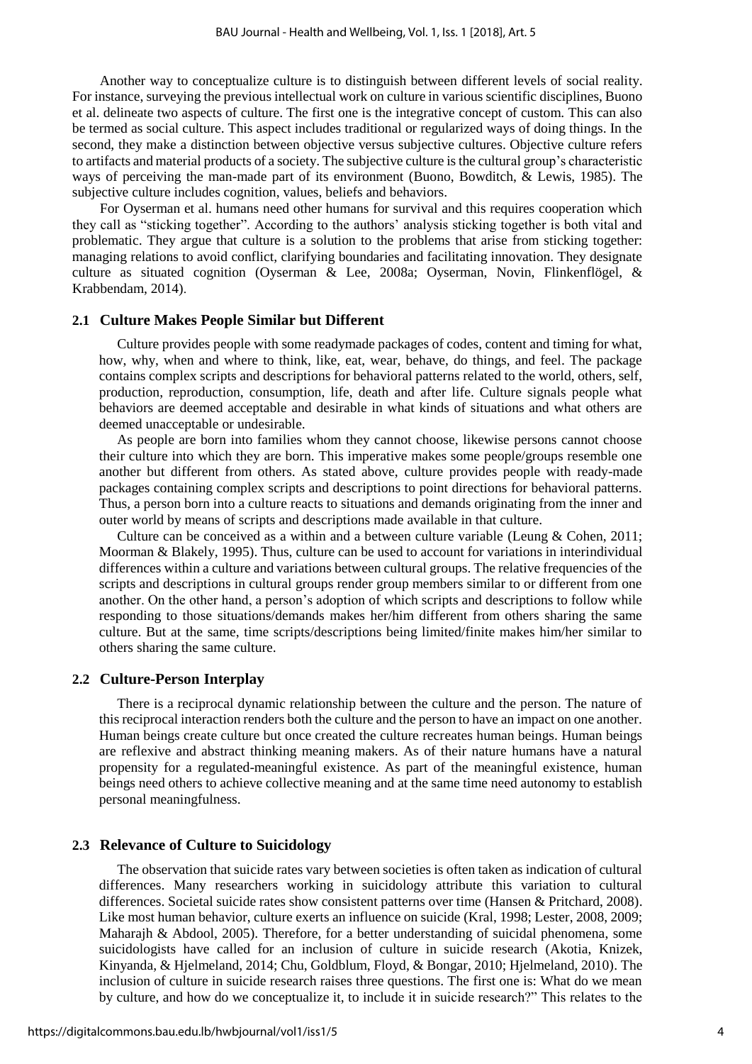Another way to conceptualize culture is to distinguish between different levels of social reality. For instance, surveying the previous intellectual work on culture in various scientific disciplines, Buono et al. delineate two aspects of culture. The first one is the integrative concept of custom. This can also be termed as social culture. This aspect includes traditional or regularized ways of doing things. In the second, they make a distinction between objective versus subjective cultures. Objective culture refers to artifacts and material products of a society. The subjective culture is the cultural group's characteristic ways of perceiving the man-made part of its environment (Buono, Bowditch, & Lewis, 1985). The subjective culture includes cognition, values, beliefs and behaviors.

For Oyserman et al. humans need other humans for survival and this requires cooperation which they call as "sticking together". According to the authors' analysis sticking together is both vital and problematic. They argue that culture is a solution to the problems that arise from sticking together: managing relations to avoid conflict, clarifying boundaries and facilitating innovation. They designate culture as situated cognition (Oyserman & Lee, 2008a; Oyserman, Novin, Flinkenflögel, & Krabbendam, 2014).

### 2.1 Culture Makes People Similar but Different

Culture provides people with some readymade packages of codes, content and timing for what, how, why, when and where to think, like, eat, wear, behave, do things, and feel. The package contains complex scripts and descriptions for behavioral patterns related to the world, others, self, production, reproduction, consumption, life, death and after life. Culture signals people what behaviors are deemed acceptable and desirable in what kinds of situations and what others are deemed unacceptable or undesirable.

As people are born into families whom they cannot choose, likewise persons cannot choose their culture into which they are born. This imperative makes some people/groups resemble one another but different from others. As stated above, culture provides people with ready-made packages containing complex scripts and descriptions to point directions for behavioral patterns. Thus, a person born into a culture reacts to situations and demands originating from the inner and outer world by means of scripts and descriptions made available in that culture.

Culture can be conceived as a within and a between culture variable (Leung & Cohen, 2011; Moorman & Blakely, 1995). Thus, culture can be used to account for variations in interindividual differences within a culture and variations between cultural groups. The relative frequencies of the scripts and descriptions in cultural groups render group members similar to or different from one another. On the other hand, a person's adoption of which scripts and descriptions to follow while responding to those situations/demands makes her/him different from others sharing the same culture. But at the same, time scripts/descriptions being limited/finite makes him/her similar to others sharing the same culture.

### 2.2 Culture-Person Interplay

There is a reciprocal dynamic relationship between the culture and the person. The nature of this reciprocal interaction renders both the culture and the person to have an impact on one another. Human beings create culture but once created the culture recreates human beings. Human beings are reflexive and abstract thinking meaning makers. As of their nature humans have a natural propensity for a regulated-meaningful existence. As part of the meaningful existence, human beings need others to achieve collective meaning and at the same time need autonomy to establish personal meaningfulness.

### 2.3 Relevance of Culture to Suicidology

The observation that suicide rates vary between societies is often taken as indication of cultural differences. Many researchers working in suicidology attribute this variation to cultural differences. Societal suicide rates show consistent patterns over time (Hansen & Pritchard, 2008). Like most human behavior, culture exerts an influence on suicide (Kral, 1998; Lester, 2008, 2009; Maharajh & Abdool, 2005). Therefore, for a better understanding of suicidal phenomena, some suicidologists have called for an inclusion of culture in suicide research (Akotia, Knizek, Kinyanda, & Hjelmeland, 2014; Chu, Goldblum, Floyd, & Bongar, 2010; Hjelmeland, 2010). The inclusion of culture in suicide research raises three questions. The first one is: What do we mean by culture, and how do we conceptualize it, to include it in suicide research?" This relates to the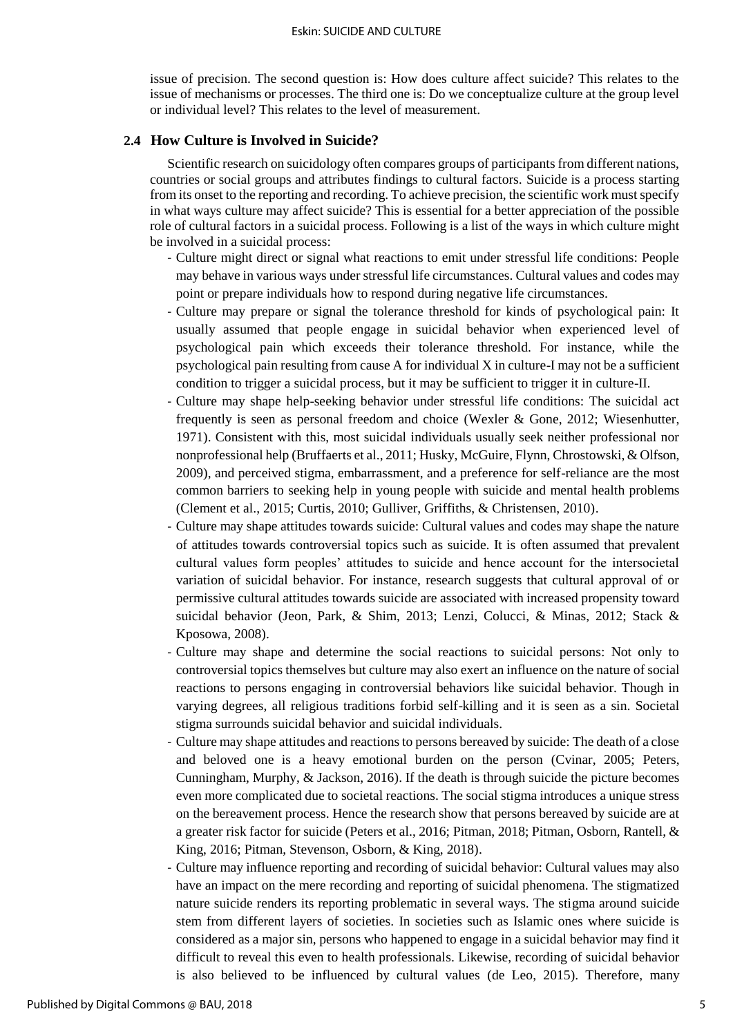issue of precision. The second question is: How does culture affect suicide? This relates to the issue of mechanisms or processes. The third one is: Do we conceptualize culture at the group level or individual level? This relates to the level of measurement.

### 2.4 How Culture is Involved in Suicide?

Scientific research on suicidology often compares groups of participants from different nations, countries or social groups and attributes findings to cultural factors. Suicide is a process starting from its onset to the reporting and recording. To achieve precision, the scientific work must specify in what ways culture may affect suicide? This is essential for a better appreciation of the possible role of cultural factors in a suicidal process. Following is a list of the ways in which culture might be involved in a suicidal process:

- Culture might direct or signal what reactions to emit under stressful life conditions: People may behave in various ways under stressful life circumstances. Cultural values and codes may point or prepare individuals how to respond during negative life circumstances.
- Culture may prepare or signal the tolerance threshold for kinds of psychological pain: It usually assumed that people engage in suicidal behavior when experienced level of psychological pain which exceeds their tolerance threshold. For instance, while the psychological pain resulting from cause A for individual X in culture-I may not be a sufficient condition to trigger a suicidal process, but it may be sufficient to trigger it in culture-II.
- Culture may shape help-seeking behavior under stressful life conditions: The suicidal act frequently is seen as personal freedom and choice (Wexler & Gone, 2012; Wiesenhutter, 1971). Consistent with this, most suicidal individuals usually seek neither professional nor nonprofessional help (Bruffaerts et al., 2011; Husky, McGuire, Flynn, Chrostowski, & Olfson, 2009), and perceived stigma, embarrassment, and a preference for self-reliance are the most common barriers to seeking help in young people with suicide and mental health problems (Clement et al., 2015; Curtis, 2010; Gulliver, Griffiths, & Christensen, 2010).
- Culture may shape attitudes towards suicide: Cultural values and codes may shape the nature of attitudes towards controversial topics such as suicide. It is often assumed that prevalent cultural values form peoples' attitudes to suicide and hence account for the intersocietal variation of suicidal behavior. For instance, research suggests that cultural approval of or permissive cultural attitudes towards suicide are associated with increased propensity toward suicidal behavior (Jeon, Park, & Shim, 2013; Lenzi, Colucci, & Minas, 2012; Stack & Kposowa, 2008).
- Culture may shape and determine the social reactions to suicidal persons: Not only to controversial topics themselves but culture may also exert an influence on the nature of social reactions to persons engaging in controversial behaviors like suicidal behavior. Though in varying degrees, all religious traditions forbid self-killing and it is seen as a sin. Societal stigma surrounds suicidal behavior and suicidal individuals.
- Culture may shape attitudes and reactions to persons bereaved by suicide: The death of a close and beloved one is a heavy emotional burden on the person (Cvinar, 2005; Peters, Cunningham, Murphy, & Jackson, 2016). If the death is through suicide the picture becomes even more complicated due to societal reactions. The social stigma introduces a unique stress on the bereavement process. Hence the research show that persons bereaved by suicide are at a greater risk factor for suicide (Peters et al., 2016; Pitman, 2018; Pitman, Osborn, Rantell, & King, 2016; Pitman, Stevenson, Osborn, & King, 2018).
- Culture may influence reporting and recording of suicidal behavior: Cultural values may also have an impact on the mere recording and reporting of suicidal phenomena. The stigmatized nature suicide renders its reporting problematic in several ways. The stigma around suicide stem from different layers of societies. In societies such as Islamic ones where suicide is considered as a major sin, persons who happened to engage in a suicidal behavior may find it difficult to reveal this even to health professionals. Likewise, recording of suicidal behavior is also believed to be influenced by cultural values (de Leo, 2015). Therefore, many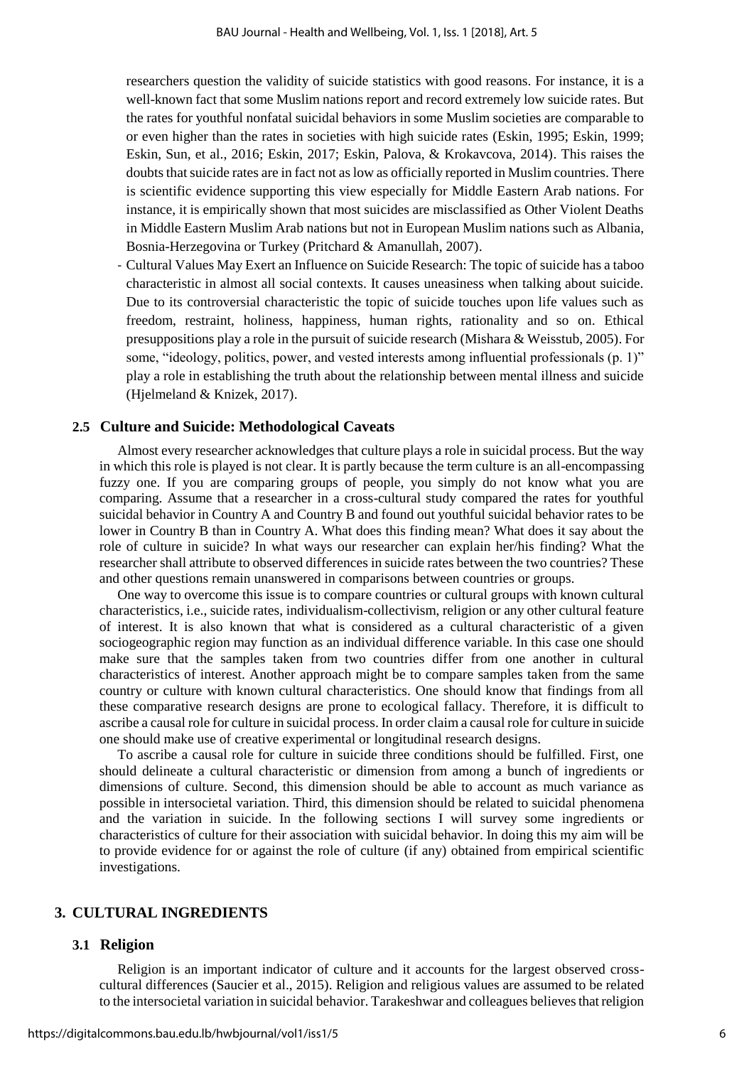researchers question the validity of suicide statistics with good reasons. For instance, it is a well-known fact that some Muslim nations report and record extremely low suicide rates. But the rates for youthful nonfatal suicidal behaviors in some Muslim societies are comparable to or even higher than the rates in societies with high suicide rates (Eskin, 1995; Eskin, 1999; Eskin, Sun, et al., 2016; Eskin, 2017; Eskin, Palova, & Krokavcova, 2014). This raises the doubts that suicide rates are in fact not as low as officially reported in Muslim countries. There is scientific evidence supporting this view especially for Middle Eastern Arab nations. For instance, it is empirically shown that most suicides are misclassified as Other Violent Deaths in Middle Eastern Muslim Arab nations but not in European Muslim nations such as Albania, Bosnia-Herzegovina or Turkey (Pritchard & Amanullah, 2007).

- Cultural Values May Exert an Influence on Suicide Research: The topic of suicide has a taboo characteristic in almost all social contexts. It causes uneasiness when talking about suicide. Due to its controversial characteristic the topic of suicide touches upon life values such as freedom, restraint, holiness, happiness, human rights, rationality and so on. Ethical presuppositions play a role in the pursuit of suicide research (Mishara & Weisstub, 2005). For some, "ideology, politics, power, and vested interests among influential professionals (p. 1)" play a role in establishing the truth about the relationship between mental illness and suicide (Hjelmeland & Knizek, 2017).

### 2.5 Culture and Suicide: Methodological Caveats

Almost every researcher acknowledges that culture plays a role in suicidal process. But the way in which this role is played is not clear. It is partly because the term culture is an all-encompassing fuzzy one. If you are comparing groups of people, you simply do not know what you are comparing. Assume that a researcher in a cross-cultural study compared the rates for youthful suicidal behavior in Country A and Country B and found out youthful suicidal behavior rates to be lower in Country B than in Country A. What does this finding mean? What does it say about the role of culture in suicide? In what ways our researcher can explain her/his finding? What the researcher shall attribute to observed differences in suicide rates between the two countries? These and other questions remain unanswered in comparisons between countries or groups.

One way to overcome this issue is to compare countries or cultural groups with known cultural characteristics, i.e., suicide rates, individualism-collectivism, religion or any other cultural feature of interest. It is also known that what is considered as a cultural characteristic of a given sociogeographic region may function as an individual difference variable. In this case one should make sure that the samples taken from two countries differ from one another in cultural characteristics of interest. Another approach might be to compare samples taken from the same country or culture with known cultural characteristics. One should know that findings from all these comparative research designs are prone to ecological fallacy. Therefore, it is difficult to ascribe a causal role for culture in suicidal process. In order claim a causal role for culture in suicide one should make use of creative experimental or longitudinal research designs.

To ascribe a causal role for culture in suicide three conditions should be fulfilled. First, one should delineate a cultural characteristic or dimension from among a bunch of ingredients or dimensions of culture. Second, this dimension should be able to account as much variance as possible in intersocietal variation. Third, this dimension should be related to suicidal phenomena and the variation in suicide. In the following sections I will survey some ingredients or characteristics of culture for their association with suicidal behavior. In doing this my aim will be to provide evidence for or against the role of culture (if any) obtained from empirical scientific investigations.

## 3. CULTURAL INGREDIENTS

### 3.1 Religion

Religion is an important indicator of culture and it accounts for the largest observed cross-cultural differences (Saucier et al., 2015). Religion and religious values are assumed to be related to the intersocietal variation in suicidal behavior. Tarakeshwar and colleagues believes that religion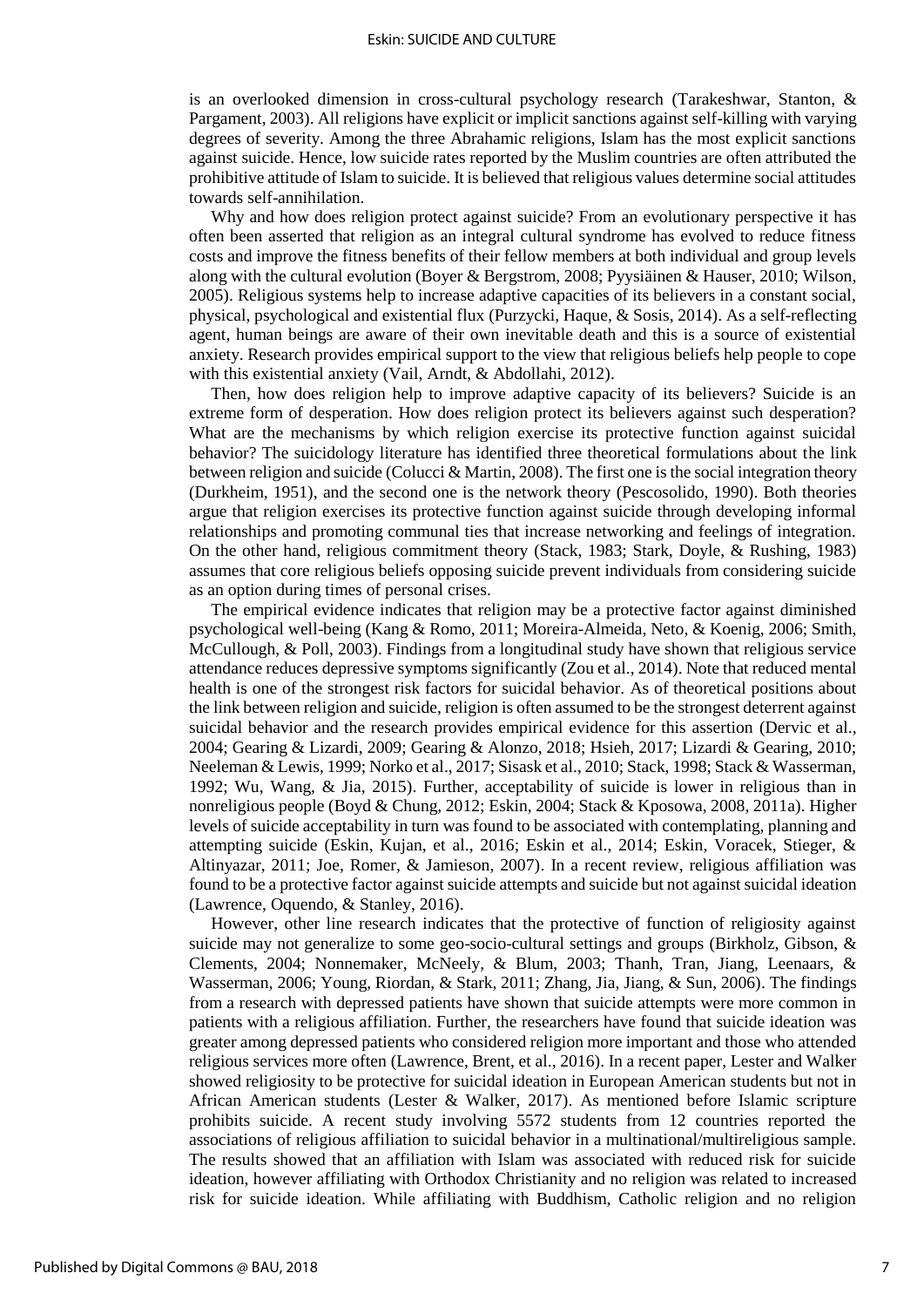is an overlooked dimension in cross-cultural psychology research (Tarakeshwar, Stanton, & Pargament, 2003). All religions have explicit or implicit sanctions against self-killing with varying degrees of severity. Among the three Abrahamic religions, Islam has the most explicit sanctions against suicide. Hence, low suicide rates reported by the Muslim countries are often attributed the prohibitive attitude of Islam to suicide. It is believed that religious values determine social attitudes towards self-annihilation.

Why and how does religion protect against suicide? From an evolutionary perspective it has often been asserted that religion as an integral cultural syndrome has evolved to reduce fitness costs and improve the fitness benefits of their fellow members at both individual and group levels along with the cultural evolution (Boyer & Bergstrom, 2008; Pyysiäinen & Hauser, 2010; Wilson, 2005). Religious systems help to increase adaptive capacities of its believers in a constant social, physical, psychological and existential flux (Purzycki, Haque, & Sosis, 2014). As a self-reflecting agent, human beings are aware of their own inevitable death and this is a source of existential anxiety. Research provides empirical support to the view that religious beliefs help people to cope with this existential anxiety (Vail, Arndt, & Abdollahi, 2012).

Then, how does religion help to improve adaptive capacity of its believers? Suicide is an extreme form of desperation. How does religion protect its believers against such desperation? What are the mechanisms by which religion exercise its protective function against suicidal behavior? The suicidology literature has identified three theoretical formulations about the link between religion and suicide (Colucci & Martin, 2008). The first one is the social integration theory (Durkheim, 1951), and the second one is the network theory (Pescosolido, 1990). Both theories argue that religion exercises its protective function against suicide through developing informal relationships and promoting communal ties that increase networking and feelings of integration. On the other hand, religious commitment theory (Stack, 1983; Stark, Doyle, & Rushing, 1983) assumes that core religious beliefs opposing suicide prevent individuals from considering suicide as an option during times of personal crises.

The empirical evidence indicates that religion may be a protective factor against diminished psychological well-being (Kang & Romo, 2011; Moreira-Almeida, Neto, & Koenig, 2006; Smith, McCullough, & Poll, 2003). Findings from a longitudinal study have shown that religious service attendance reduces depressive symptoms significantly (Zou et al., 2014). Note that reduced mental health is one of the strongest risk factors for suicidal behavior. As of theoretical positions about the link between religion and suicide, religion is often assumed to be the strongest deterrent against suicidal behavior and the research provides empirical evidence for this assertion (Dervic et al., 2004; Gearing & Lizardi, 2009; Gearing & Alonzo, 2018; Hsieh, 2017; Lizardi & Gearing, 2010; Neeleman & Lewis, 1999; Norko et al., 2017; Sisask et al., 2010; Stack, 1998; Stack & Wasserman, 1992; Wu, Wang, & Jia, 2015). Further, acceptability of suicide is lower in religious than in nonreligious people (Boyd & Chung, 2012; Eskin, 2004; Stack & Kposowa, 2008, 2011a). Higher levels of suicide acceptability in turn was found to be associated with contemplating, planning and attempting suicide (Eskin, Kujan, et al., 2016; Eskin et al., 2014; Eskin, Voracek, Stieger, & Altinyazar, 2011; Joe, Romer, & Jamieson, 2007). In a recent review, religious affiliation was found to be a protective factor against suicide attempts and suicide but not against suicidal ideation (Lawrence, Oquendo, & Stanley, 2016).

However, other line research indicates that the protective of function of religiosity against suicide may not generalize to some geo-socio-cultural settings and groups (Birkholz, Gibson, & Clements, 2004; Nonnemaker, McNeely, & Blum, 2003; Thanh, Tran, Jiang, Leenaars, & Wasserman, 2006; Young, Riordan, & Stark, 2011; Zhang, Jia, Jiang, & Sun, 2006). The findings from a research with depressed patients have shown that suicide attempts were more common in patients with a religious affiliation. Further, the researchers have found that suicide ideation was greater among depressed patients who considered religion more important and those who attended religious services more often (Lawrence, Brent, et al., 2016). In a recent paper, Lester and Walker showed religiosity to be protective for suicidal ideation in European American students but not in African American students (Lester & Walker, 2017). As mentioned before Islamic scripture prohibits suicide. A recent study involving 5572 students from 12 countries reported the associations of religious affiliation to suicidal behavior in a multinational/multireligious sample. The results showed that an affiliation with Islam was associated with reduced risk for suicide ideation, however affiliating with Orthodox Christianity and no religion was related to increased risk for suicide ideation. While affiliating with Buddhism, Catholic religion and no religion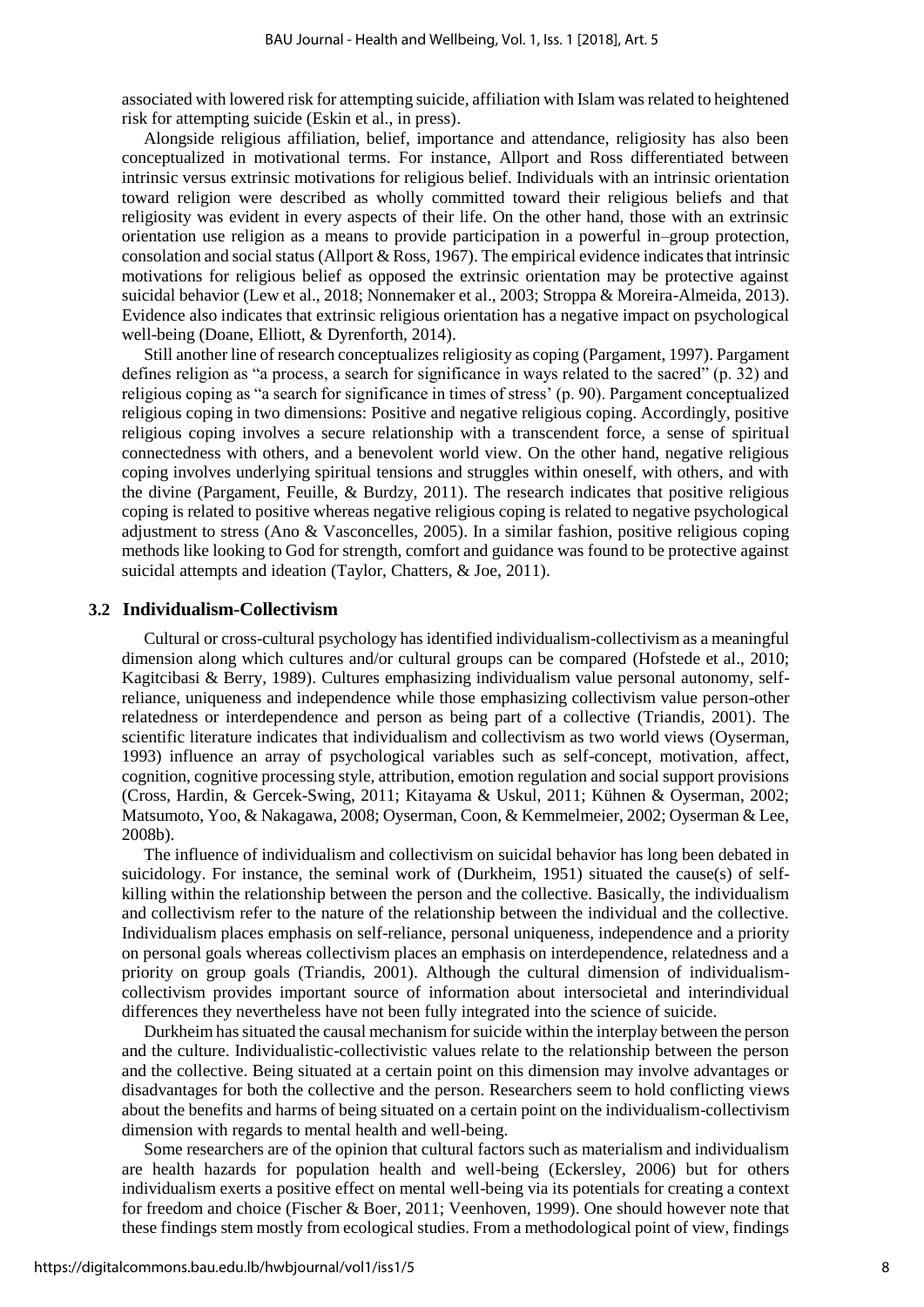associated with lowered risk for attempting suicide, affiliation with Islam was related to heightened risk for attempting suicide (Eskin et al., in press).

Alongside religious affiliation, belief, importance and attendance, religiosity has also been conceptualized in motivational terms. For instance, Allport and Ross differentiated between intrinsic versus extrinsic motivations for religious belief. Individuals with an intrinsic orientation toward religion were described as wholly committed toward their religious beliefs and that religiosity was evident in every aspects of their life. On the other hand, those with an extrinsic orientation use religion as a means to provide participation in a powerful in–group protection, consolation and social status (Allport & Ross, 1967). The empirical evidence indicates that intrinsic motivations for religious belief as opposed the extrinsic orientation may be protective against suicidal behavior (Lew et al., 2018; Nonnemaker et al., 2003; Stroppa & Moreira-Almeida, 2013). Evidence also indicates that extrinsic religious orientation has a negative impact on psychological well-being (Doane, Elliott, & Dyrenforth, 2014).

Still another line of research conceptualizes religiosity as coping (Pargament, 1997). Pargament defines religion as "a process, a search for significance in ways related to the sacred" (p. 32) and religious coping as "a search for significance in times of stress' (p. 90). Pargament conceptualized religious coping in two dimensions: Positive and negative religious coping. Accordingly, positive religious coping involves a secure relationship with a transcendent force, a sense of spiritual connectedness with others, and a benevolent world view. On the other hand, negative religious coping involves underlying spiritual tensions and struggles within oneself, with others, and with the divine (Pargament, Feuille, & Burdzy, 2011). The research indicates that positive religious coping is related to positive whereas negative religious coping is related to negative psychological adjustment to stress (Ano & Vasconcelles, 2005). In a similar fashion, positive religious coping methods like looking to God for strength, comfort and guidance was found to be protective against suicidal attempts and ideation (Taylor, Chatters, & Joe, 2011).

### 3.2 Individualism-Collectivism

Cultural or cross-cultural psychology has identified individualism-collectivism as a meaningful dimension along which cultures and/or cultural groups can be compared (Hofstede et al., 2010; Kagitcibasi & Berry, 1989). Cultures emphasizing individualism value personal autonomy, self-reliance, uniqueness and independence while those emphasizing collectivism value person-other relatedness or interdependence and person as being part of a collective (Triandis, 2001). The scientific literature indicates that individualism and collectivism as two world views (Oyserman, 1993) influence an array of psychological variables such as self-concept, motivation, affect, cognition, cognitive processing style, attribution, emotion regulation and social support provisions (Cross, Hardin, & Gercek-Swing, 2011; Kitayama & Uskul, 2011; Kühnen & Oyserman, 2002; Matsumoto, Yoo, & Nakagawa, 2008; Oyserman, Coon, & Kemmelmeier, 2002; Oyserman & Lee, 2008b).

The influence of individualism and collectivism on suicidal behavior has long been debated in suicidology. For instance, the seminal work of (Durkheim, 1951) situated the cause(s) of self-killing within the relationship between the person and the collective. Basically, the individualism and collectivism refer to the nature of the relationship between the individual and the collective. Individualism places emphasis on self-reliance, personal uniqueness, independence and a priority on personal goals whereas collectivism places an emphasis on interdependence, relatedness and a priority on group goals (Triandis, 2001). Although the cultural dimension of individualism-collectivism provides important source of information about intersocietal and interindividual differences they nevertheless have not been fully integrated into the science of suicide.

Durkheim has situated the causal mechanism for suicide within the interplay between the person and the culture. Individualistic-collectivistic values relate to the relationship between the person and the collective. Being situated at a certain point on this dimension may involve advantages or disadvantages for both the collective and the person. Researchers seem to hold conflicting views about the benefits and harms of being situated on a certain point on the individualism-collectivism dimension with regards to mental health and well-being.

Some researchers are of the opinion that cultural factors such as materialism and individualism are health hazards for population health and well-being (Eckersley, 2006) but for others individualism exerts a positive effect on mental well-being via its potentials for creating a context for freedom and choice (Fischer & Boer, 2011; Veenhoven, 1999). One should however note that these findings stem mostly from ecological studies. From a methodological point of view, findings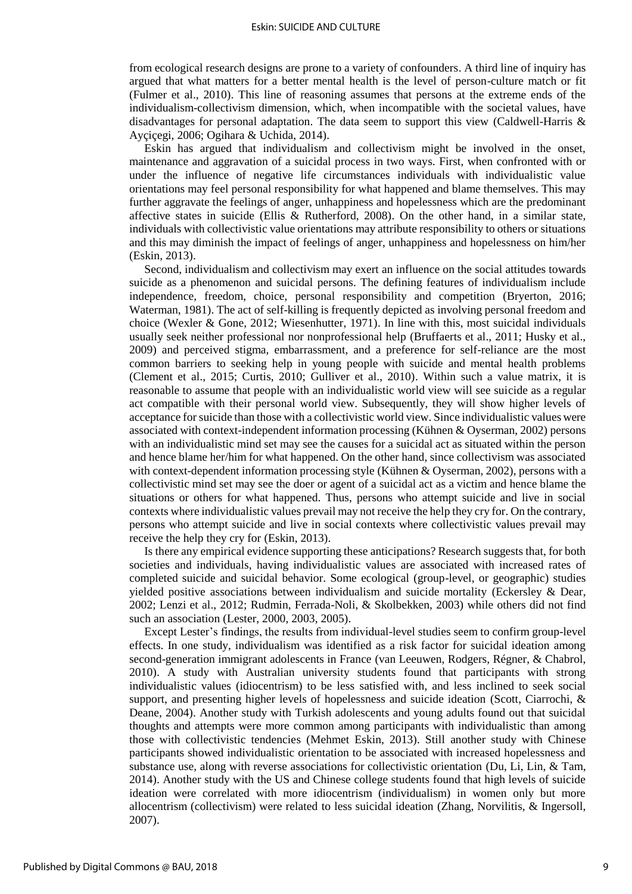from ecological research designs are prone to a variety of confounders. A third line of inquiry has argued that what matters for a better mental health is the level of person-culture match or fit (Fulmer et al., 2010). This line of reasoning assumes that persons at the extreme ends of the individualism-collectivism dimension, which, when incompatible with the societal values, have disadvantages for personal adaptation. The data seem to support this view (Caldwell-Harris & Ayçiçegi, 2006; Ogihara & Uchida, 2014).

Eskin has argued that individualism and collectivism might be involved in the onset, maintenance and aggravation of a suicidal process in two ways. First, when confronted with or under the influence of negative life circumstances individuals with individualistic value orientations may feel personal responsibility for what happened and blame themselves. This may further aggravate the feelings of anger, unhappiness and hopelessness which are the predominant affective states in suicide (Ellis & Rutherford, 2008). On the other hand, in a similar state, individuals with collectivistic value orientations may attribute responsibility to others or situations and this may diminish the impact of feelings of anger, unhappiness and hopelessness on him/her (Eskin, 2013).

Second, individualism and collectivism may exert an influence on the social attitudes towards suicide as a phenomenon and suicidal persons. The defining features of individualism include independence, freedom, choice, personal responsibility and competition (Bryerton, 2016; Waterman, 1981). The act of self-killing is frequently depicted as involving personal freedom and choice (Wexler & Gone, 2012; Wiesenhutter, 1971). In line with this, most suicidal individuals usually seek neither professional nor nonprofessional help (Bruffaerts et al., 2011; Husky et al., 2009) and perceived stigma, embarrassment, and a preference for self-reliance are the most common barriers to seeking help in young people with suicide and mental health problems (Clement et al., 2015; Curtis, 2010; Gulliver et al., 2010). Within such a value matrix, it is reasonable to assume that people with an individualistic world view will see suicide as a regular act compatible with their personal world view. Subsequently, they will show higher levels of acceptance for suicide than those with a collectivistic world view. Since individualistic values were associated with context-independent information processing (Kühnen & Oyserman, 2002) persons with an individualistic mind set may see the causes for a suicidal act as situated within the person and hence blame her/him for what happened. On the other hand, since collectivism was associated with context-dependent information processing style (Kühnen & Oyserman, 2002), persons with a collectivistic mind set may see the doer or agent of a suicidal act as a victim and hence blame the situations or others for what happened. Thus, persons who attempt suicide and live in social contexts where individualistic values prevail may not receive the help they cry for. On the contrary, persons who attempt suicide and live in social contexts where collectivistic values prevail may receive the help they cry for (Eskin, 2013).

Is there any empirical evidence supporting these anticipations? Research suggests that, for both societies and individuals, having individualistic values are associated with increased rates of completed suicide and suicidal behavior. Some ecological (group-level, or geographic) studies yielded positive associations between individualism and suicide mortality (Eckersley & Dear, 2002; Lenzi et al., 2012; Rudmin, Ferrada-Noli, & Skolbekken, 2003) while others did not find such an association (Lester, 2000, 2003, 2005).

Except Lester's findings, the results from individual-level studies seem to confirm group-level effects. In one study, individualism was identified as a risk factor for suicidal ideation among second-generation immigrant adolescents in France (van Leeuwen, Rodgers, Régner, & Chabrol, 2010). A study with Australian university students found that participants with strong individualistic values (idiocentrism) to be less satisfied with, and less inclined to seek social support, and presenting higher levels of hopelessness and suicide ideation (Scott, Ciarrochi, & Deane, 2004). Another study with Turkish adolescents and young adults found out that suicidal thoughts and attempts were more common among participants with individualistic than among those with collectivistic tendencies (Mehmet Eskin, 2013). Still another study with Chinese participants showed individualistic orientation to be associated with increased hopelessness and substance use, along with reverse associations for collectivistic orientation (Du, Li, Lin, & Tam, 2014). Another study with the US and Chinese college students found that high levels of suicide ideation were correlated with more idiocentrism (individualism) in women only but more allocentrism (collectivism) were related to less suicidal ideation (Zhang, Norvilitis, & Ingersoll, 2007).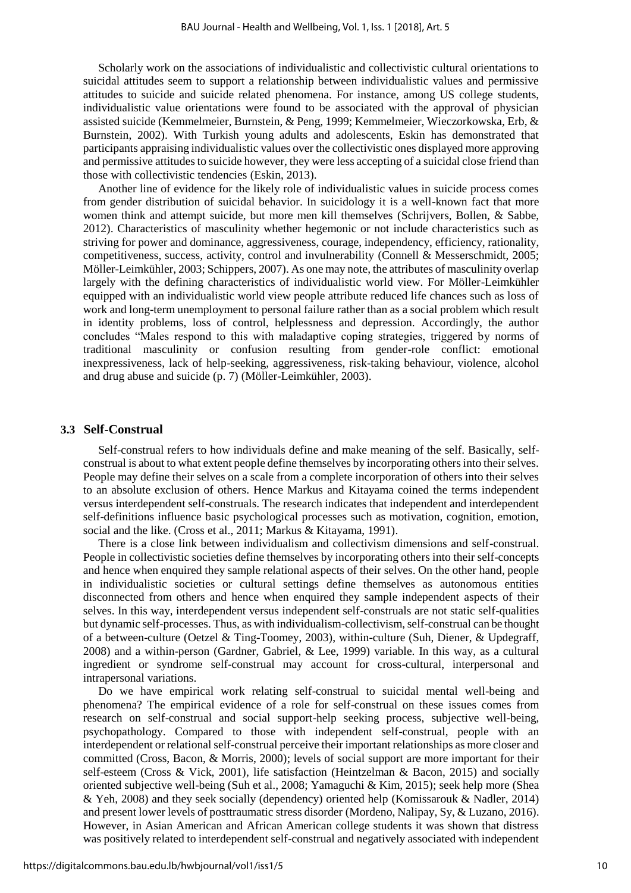Scholarly work on the associations of individualistic and collectivistic cultural orientations to suicidal attitudes seem to support a relationship between individualistic values and permissive attitudes to suicide and suicide related phenomena. For instance, among US college students, individualistic value orientations were found to be associated with the approval of physician assisted suicide (Kemmelmeier, Burnstein, & Peng, 1999; Kemmelmeier, Wieczorkowska, Erb, & Burnstein, 2002). With Turkish young adults and adolescents, Eskin has demonstrated that participants appraising individualistic values over the collectivistic ones displayed more approving and permissive attitudes to suicide however, they were less accepting of a suicidal close friend than those with collectivistic tendencies (Eskin, 2013).

Another line of evidence for the likely role of individualistic values in suicide process comes from gender distribution of suicidal behavior. In suicidology it is a well-known fact that more women think and attempt suicide, but more men kill themselves (Schrijvers, Bollen, & Sabbe, 2012). Characteristics of masculinity whether hegemonic or not include characteristics such as striving for power and dominance, aggressiveness, courage, independency, efficiency, rationality, competitiveness, success, activity, control and invulnerability (Connell & Messerschmidt, 2005; Möller-Leimkühler, 2003; Schippers, 2007). As one may note, the attributes of masculinity overlap largely with the defining characteristics of individualistic world view. For Möller-Leimkühler equipped with an individualistic world view people attribute reduced life chances such as loss of work and long-term unemployment to personal failure rather than as a social problem which result in identity problems, loss of control, helplessness and depression. Accordingly, the author concludes "Males respond to this with maladaptive coping strategies, triggered by norms of traditional masculinity or confusion resulting from gender-role conflict: emotional inexpressiveness, lack of help-seeking, aggressiveness, risk-taking behaviour, violence, alcohol and drug abuse and suicide (p. 7) (Möller-Leimkühler, 2003).

### 3.3 Self-Construal

Self-construal refers to how individuals define and make meaning of the self. Basically, self-construal is about to what extent people define themselves by incorporating others into their selves. People may define their selves on a scale from a complete incorporation of others into their selves to an absolute exclusion of others. Hence Markus and Kitayama coined the terms independent versus interdependent self-construals. The research indicates that independent and interdependent self-definitions influence basic psychological processes such as motivation, cognition, emotion, social and the like. (Cross et al., 2011; Markus & Kitayama, 1991).

There is a close link between individualism and collectivism dimensions and self-construal. People in collectivistic societies define themselves by incorporating others into their self-concepts and hence when enquired they sample relational aspects of their selves. On the other hand, people in individualistic societies or cultural settings define themselves as autonomous entities disconnected from others and hence when enquired they sample independent aspects of their selves. In this way, interdependent versus independent self-construals are not static self-qualities but dynamic self-processes. Thus, as with individualism-collectivism, self-construal can be thought of a between-culture (Oetzel & Ting-Toomey, 2003), within-culture (Suh, Diener, & Updegraff, 2008) and a within-person (Gardner, Gabriel, & Lee, 1999) variable. In this way, as a cultural ingredient or syndrome self-construal may account for cross-cultural, interpersonal and intrapersonal variations.

Do we have empirical work relating self-construal to suicidal mental well-being and phenomena? The empirical evidence of a role for self-construal on these issues comes from research on self-construal and social support-help seeking process, subjective well-being, psychopathology. Compared to those with independent self-construal, people with an interdependent or relational self-construal perceive their important relationships as more closer and committed (Cross, Bacon, & Morris, 2000); levels of social support are more important for their self-esteem (Cross & Vick, 2001), life satisfaction (Heintzelman & Bacon, 2015) and socially oriented subjective well-being (Suh et al., 2008; Yamaguchi & Kim, 2015); seek help more (Shea & Yeh, 2008) and they seek socially (dependency) oriented help (Komissarouk & Nadler, 2014) and present lower levels of posttraumatic stress disorder (Mordeno, Nalipay, Sy, & Luzano, 2016). However, in Asian American and African American college students it was shown that distress was positively related to interdependent self-construal and negatively associated with independent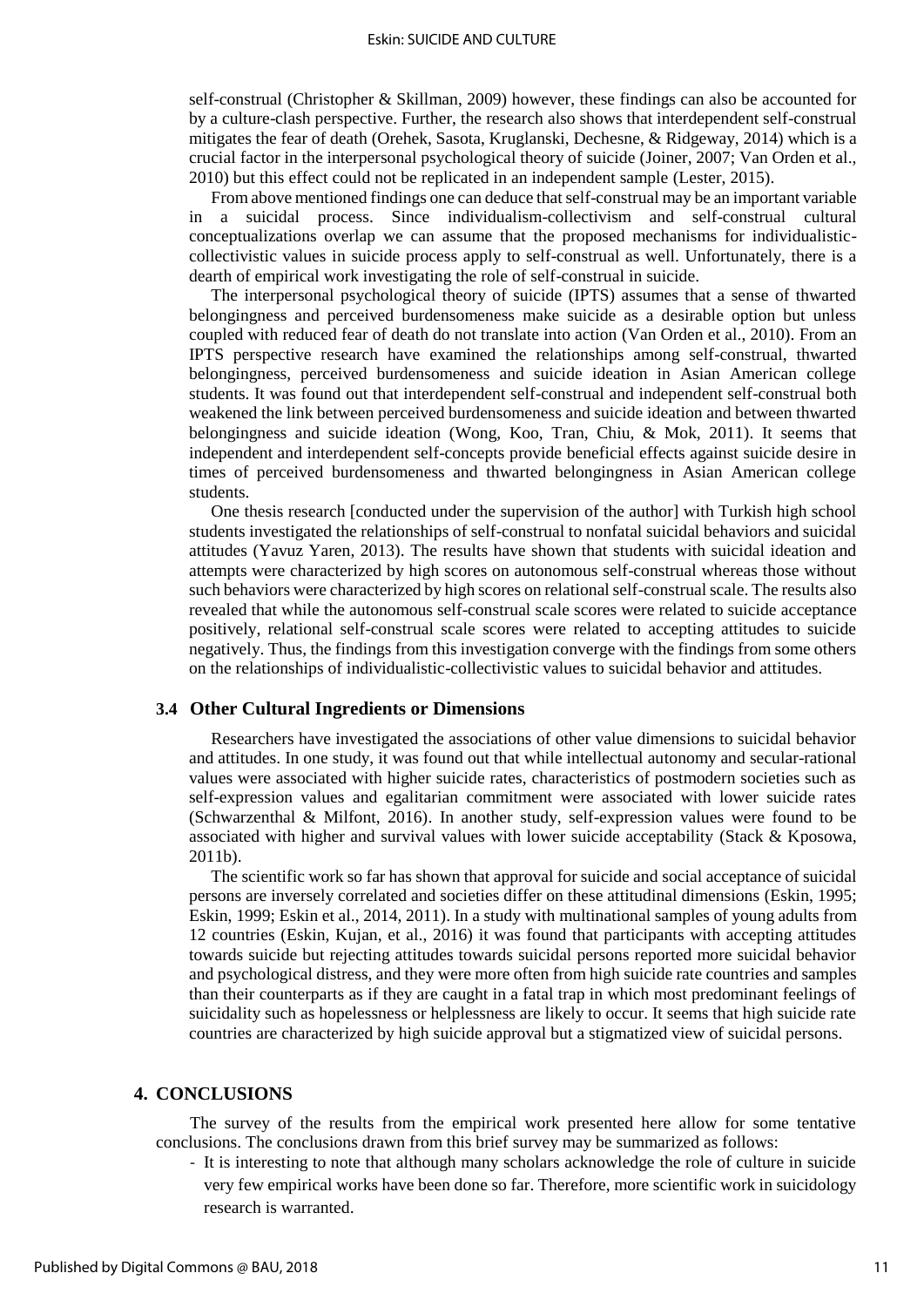self-construal (Christopher & Skillman, 2009) however, these findings can also be accounted for by a culture-clash perspective. Further, the research also shows that interdependent self-construal mitigates the fear of death (Orehek, Sasota, Kruglanski, Dechesne, & Ridgeway, 2014) which is a crucial factor in the interpersonal psychological theory of suicide (Joiner, 2007; Van Orden et al., 2010) but this effect could not be replicated in an independent sample (Lester, 2015).

From above mentioned findings one can deduce that self-construal may be an important variable in a suicidal process. Since individualism-collectivism and self-construal cultural conceptualizations overlap we can assume that the proposed mechanisms for individualistic-collectivistic values in suicide process apply to self-construal as well. Unfortunately, there is a dearth of empirical work investigating the role of self-construal in suicide.

The interpersonal psychological theory of suicide (IPTS) assumes that a sense of thwarted belongingness and perceived burdensomeness make suicide as a desirable option but unless coupled with reduced fear of death do not translate into action (Van Orden et al., 2010). From an IPTS perspective research have examined the relationships among self-construal, thwarted belongingness, perceived burdensomeness and suicide ideation in Asian American college students. It was found out that interdependent self-construal and independent self-construal both weakened the link between perceived burdensomeness and suicide ideation and between thwarted belongingness and suicide ideation (Wong, Koo, Tran, Chiu, & Mok, 2011). It seems that independent and interdependent self-concepts provide beneficial effects against suicide desire in times of perceived burdensomeness and thwarted belongingness in Asian American college students.

One thesis research [conducted under the supervision of the author] with Turkish high school students investigated the relationships of self-construal to nonfatal suicidal behaviors and suicidal attitudes (Yavuz Yaren, 2013). The results have shown that students with suicidal ideation and attempts were characterized by high scores on autonomous self-construal whereas those without such behaviors were characterized by high scores on relational self-construal scale. The results also revealed that while the autonomous self-construal scale scores were related to suicide acceptance positively, relational self-construal scale scores were related to accepting attitudes to suicide negatively. Thus, the findings from this investigation converge with the findings from some others on the relationships of individualistic-collectivistic values to suicidal behavior and attitudes.

### 3.4 Other Cultural Ingredients or Dimensions

Researchers have investigated the associations of other value dimensions to suicidal behavior and attitudes. In one study, it was found out that while intellectual autonomy and secular-rational values were associated with higher suicide rates, characteristics of postmodern societies such as self-expression values and egalitarian commitment were associated with lower suicide rates (Schwarzenthal & Milfont, 2016). In another study, self-expression values were found to be associated with higher and survival values with lower suicide acceptability (Stack & Kposowa, 2011b).

The scientific work so far has shown that approval for suicide and social acceptance of suicidal persons are inversely correlated and societies differ on these attitudinal dimensions (Eskin, 1995; Eskin, 1999; Eskin et al., 2014, 2011). In a study with multinational samples of young adults from 12 countries (Eskin, Kujan, et al., 2016) it was found that participants with accepting attitudes towards suicide but rejecting attitudes towards suicidal persons reported more suicidal behavior and psychological distress, and they were more often from high suicide rate countries and samples than their counterparts as if they are caught in a fatal trap in which most predominant feelings of suicidality such as hopelessness or helplessness are likely to occur. It seems that high suicide rate countries are characterized by high suicide approval but a stigmatized view of suicidal persons.

## 4. CONCLUSIONS

The survey of the results from the empirical work presented here allow for some tentative conclusions. The conclusions drawn from this brief survey may be summarized as follows:

- It is interesting to note that although many scholars acknowledge the role of culture in suicide very few empirical works have been done so far. Therefore, more scientific work in suicidology research is warranted.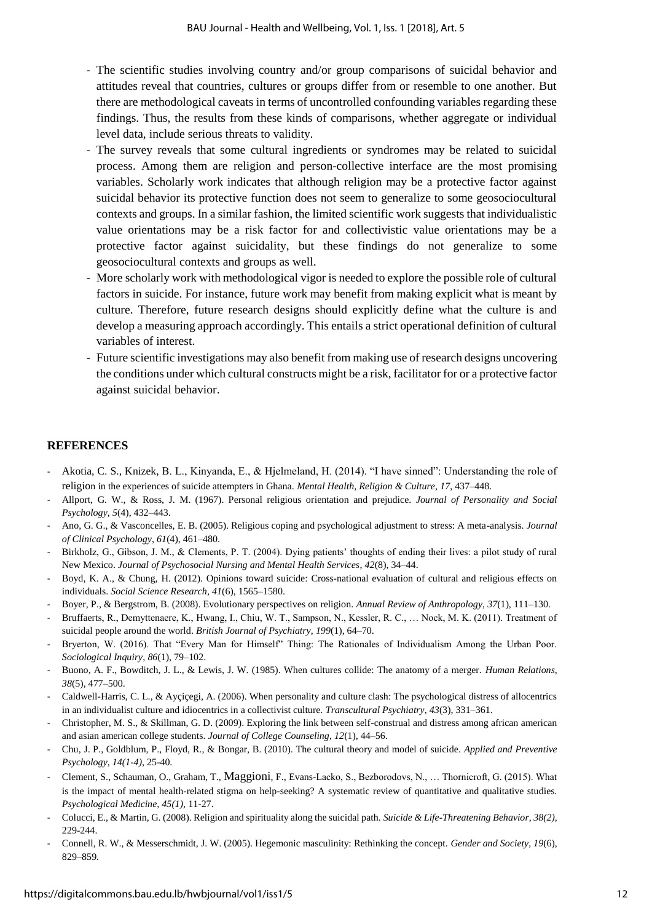- The scientific studies involving country and/or group comparisons of suicidal behavior and attitudes reveal that countries, cultures or groups differ from or resemble to one another. But there are methodological caveats in terms of uncontrolled confounding variables regarding these findings. Thus, the results from these kinds of comparisons, whether aggregate or individual level data, include serious threats to validity.
- The survey reveals that some cultural ingredients or syndromes may be related to suicidal process. Among them are religion and person-collective interface are the most promising variables. Scholarly work indicates that although religion may be a protective factor against suicidal behavior its protective function does not seem to generalize to some geosociocultural contexts and groups. In a similar fashion, the limited scientific work suggests that individualistic value orientations may be a risk factor for and collectivistic value orientations may be a protective factor against suicidality, but these findings do not generalize to some geosociocultural contexts and groups as well.
- More scholarly work with methodological vigor is needed to explore the possible role of cultural factors in suicide. For instance, future work may benefit from making explicit what is meant by culture. Therefore, future research designs should explicitly define what the culture is and develop a measuring approach accordingly. This entails a strict operational definition of cultural variables of interest.
- Future scientific investigations may also benefit from making use of research designs uncovering the conditions under which cultural constructs might be a risk, facilitator for or a protective factor against suicidal behavior.

## REFERENCES

- Akotia, C. S., Knizek, B. L., Kinyanda, E., & Hjelmeland, H. (2014). "I have sinned": Understanding the role of religion in the experiences of suicide attempters in Ghana. *Mental Health, Religion & Culture, 17*, 437–448.
- Allport, G. W., & Ross, J. M. (1967). Personal religious orientation and prejudice. *Journal of Personality and Social Psychology*, *5*(4), 432–443.
- Ano, G. G., & Vasconcelles, E. B. (2005). Religious coping and psychological adjustment to stress: A meta-analysis. *Journal of Clinical Psychology*, *61*(4), 461–480.
- Birkholz, G., Gibson, J. M., & Clements, P. T. (2004). Dying patients' thoughts of ending their lives: a pilot study of rural New Mexico. *Journal of Psychosocial Nursing and Mental Health Services*, *42*(8), 34–44.
- Boyd, K. A., & Chung, H. (2012). Opinions toward suicide: Cross-national evaluation of cultural and religious effects on individuals. *Social Science Research*, *41*(6), 1565–1580.
- Boyer, P., & Bergstrom, B. (2008). Evolutionary perspectives on religion. *Annual Review of Anthropology*, *37*(1), 111–130.
- Bruffaerts, R., Demyttenaere, K., Hwang, I., Chiu, W. T., Sampson, N., Kessler, R. C., … Nock, M. K. (2011). Treatment of suicidal people around the world. *British Journal of Psychiatry*, *199*(1), 64–70.
- Bryerton, W. (2016). That "Every Man for Himself" Thing: The Rationales of Individualism Among the Urban Poor. *Sociological Inquiry*, *86*(1), 79–102.
- Buono, A. F., Bowditch, J. L., & Lewis, J. W. (1985). When cultures collide: The anatomy of a merger. *Human Relations*, *38*(5), 477–500.
- Caldwell-Harris, C. L., & Ayçiçegi, A. (2006). When personality and culture clash: The psychological distress of allocentrics in an individualist culture and idiocentrics in a collectivist culture. *Transcultural Psychiatry*, *43*(3), 331–361.
- Christopher, M. S., & Skillman, G. D. (2009). Exploring the link between self-construal and distress among african american and asian american college students. *Journal of College Counseling*, *12*(1), 44–56.
- Chu, J. P., Goldblum, P., Floyd, R., & Bongar, B. (2010). The cultural theory and model of suicide. *Applied and Preventive Psychology, 14(1-4)*, 25-40.
- Clement, S., Schauman, O., Graham, T., Maggioni, F., Evans-Lacko, S., Bezborodovs, N., … Thornicroft, G. (2015). What is the impact of mental health-related stigma on help-seeking? A systematic review of quantitative and qualitative studies. *Psychological Medicine*, *45(1),* 11-27.
- Colucci, E., & Martin, G. (2008). Religion and spirituality along the suicidal path. *Suicide & Life-Threatening Behavior, 38(2),* 229-244.
- Connell, R. W., & Messerschmidt, J. W. (2005). Hegemonic masculinity: Rethinking the concept. *Gender and Society*, *19*(6), 829–859.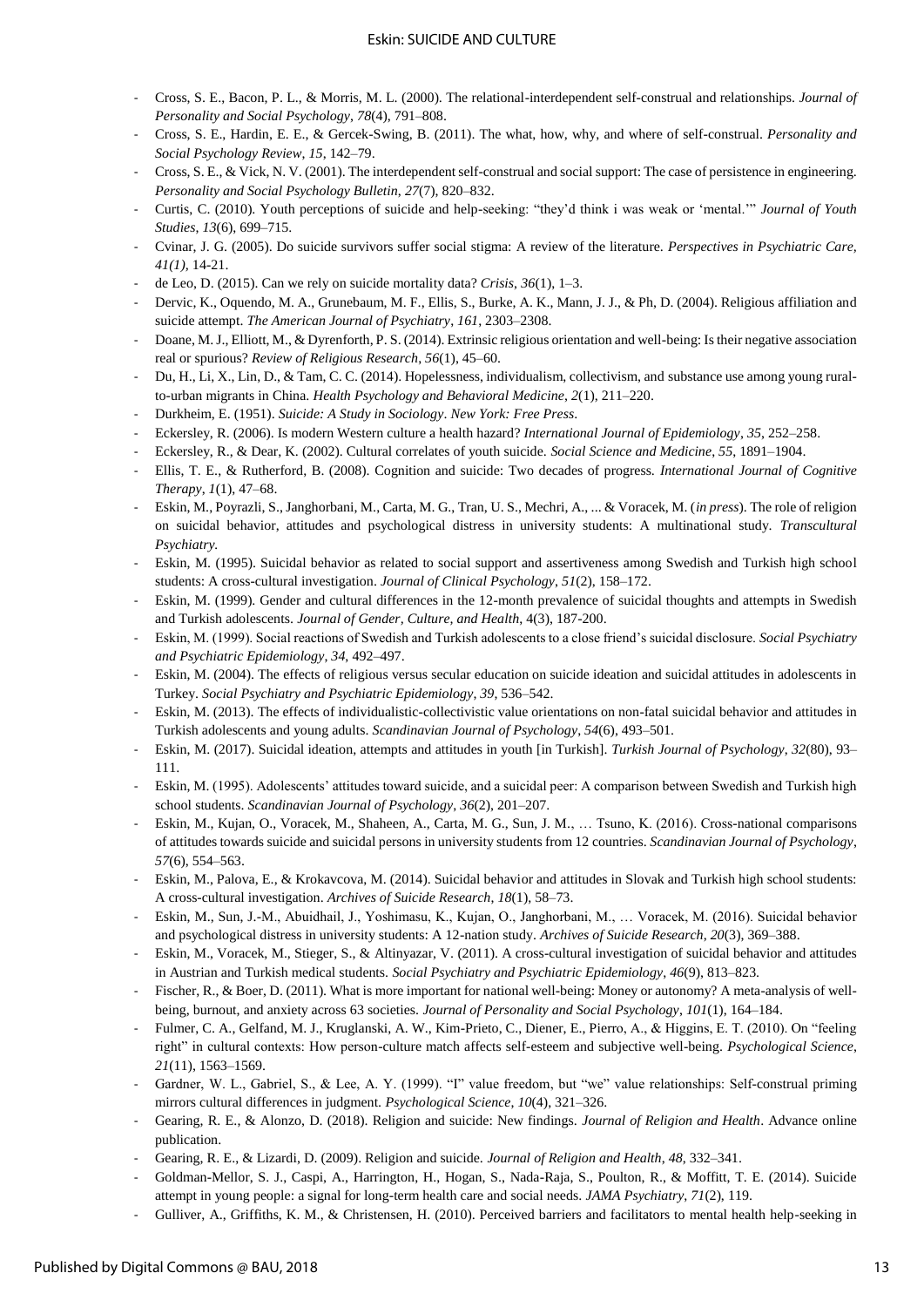- Cross, S. E., Bacon, P. L., & Morris, M. L. (2000). The relational-interdependent self-construal and relationships. *Journal of Personality and Social Psychology*, *78*(4), 791–808.
- Cross, S. E., Hardin, E. E., & Gercek-Swing, B. (2011). The what, how, why, and where of self-construal. *Personality and Social Psychology Review*, *15*, 142–79.
- Cross, S. E., & Vick, N. V. (2001). The interdependent self-construal and social support: The case of persistence in engineering. *Personality and Social Psychology Bulletin*, *27*(7), 820–832.
- Curtis, C. (2010). Youth perceptions of suicide and help-seeking: "they'd think i was weak or 'mental.'" *Journal of Youth Studies*, *13*(6), 699–715.
- Cvinar, J. G. (2005). Do suicide survivors suffer social stigma: A review of the literature. *Perspectives in Psychiatric Care, 41(1)*, 14-21.
- de Leo, D. (2015). Can we rely on suicide mortality data? *Crisis*, *36*(1), 1–3.
- Dervic, K., Oquendo, M. A., Grunebaum, M. F., Ellis, S., Burke, A. K., Mann, J. J., & Ph, D. (2004). Religious affiliation and suicide attempt. *The American Journal of Psychiatry*, *161*, 2303–2308.
- Doane, M. J., Elliott, M., & Dyrenforth, P. S. (2014). Extrinsic religious orientation and well-being: Is their negative association real or spurious? *Review of Religious Research*, *56*(1), 45–60.
- Du, H., Li, X., Lin, D., & Tam, C. C. (2014). Hopelessness, individualism, collectivism, and substance use among young rural-to-urban migrants in China. *Health Psychology and Behavioral Medicine*, *2*(1), 211–220.
- Durkheim, E. (1951). *Suicide: A Study in Sociology*. *New York: Free Press*.
- Eckersley, R. (2006). Is modern Western culture a health hazard? *International Journal of Epidemiology*, *35*, 252–258.
- Eckersley, R., & Dear, K. (2002). Cultural correlates of youth suicide. *Social Science and Medicine*, *55*, 1891–1904.
- Ellis, T. E., & Rutherford, B. (2008). Cognition and suicide: Two decades of progress. *International Journal of Cognitive Therapy*, *1*(1), 47–68.
- Eskin, M., Poyrazli, S., Janghorbani, M., Carta, M. G., Tran, U. S., Mechri, A., ... & Voracek, M. (*in press*). The role of religion on suicidal behavior, attitudes and psychological distress in university students: A multinational study. *Transcultural Psychiatry.*
- Eskin, M. (1995). Suicidal behavior as related to social support and assertiveness among Swedish and Turkish high school students: A cross-cultural investigation. *Journal of Clinical Psychology*, *51*(2), 158–172.
- Eskin, M. (1999). Gender and cultural differences in the 12-month prevalence of suicidal thoughts and attempts in Swedish and Turkish adolescents. *Journal of Gender, Culture, and Health*, 4(3), 187-200.
- Eskin, M. (1999). Social reactions of Swedish and Turkish adolescents to a close friend's suicidal disclosure. *Social Psychiatry and Psychiatric Epidemiology*, *34*, 492–497.
- Eskin, M. (2004). The effects of religious versus secular education on suicide ideation and suicidal attitudes in adolescents in Turkey. *Social Psychiatry and Psychiatric Epidemiology*, *39*, 536–542.
- Eskin, M. (2013). The effects of individualistic-collectivistic value orientations on non-fatal suicidal behavior and attitudes in Turkish adolescents and young adults. *Scandinavian Journal of Psychology*, *54*(6), 493–501.
- Eskin, M. (2017). Suicidal ideation, attempts and attitudes in youth [in Turkish]. *Turkish Journal of Psychology*, *32*(80), 93–111.
- Eskin, M. (1995). Adolescents' attitudes toward suicide, and a suicidal peer: A comparison between Swedish and Turkish high school students. *Scandinavian Journal of Psychology*, *36*(2), 201–207.
- Eskin, M., Kujan, O., Voracek, M., Shaheen, A., Carta, M. G., Sun, J. M., … Tsuno, K. (2016). Cross-national comparisons of attitudes towards suicide and suicidal persons in university students from 12 countries. *Scandinavian Journal of Psychology*, *57*(6), 554–563.
- Eskin, M., Palova, E., & Krokavcova, M. (2014). Suicidal behavior and attitudes in Slovak and Turkish high school students: A cross-cultural investigation. *Archives of Suicide Research*, *18*(1), 58–73.
- Eskin, M., Sun, J.-M., Abuidhail, J., Yoshimasu, K., Kujan, O., Janghorbani, M., … Voracek, M. (2016). Suicidal behavior and psychological distress in university students: A 12-nation study. *Archives of Suicide Research*, *20*(3), 369–388.
- Eskin, M., Voracek, M., Stieger, S., & Altinyazar, V. (2011). A cross-cultural investigation of suicidal behavior and attitudes in Austrian and Turkish medical students. *Social Psychiatry and Psychiatric Epidemiology*, *46*(9), 813–823.
- Fischer, R., & Boer, D. (2011). What is more important for national well-being: Money or autonomy? A meta-analysis of well-being, burnout, and anxiety across 63 societies. *Journal of Personality and Social Psychology*, *101*(1), 164–184.
- Fulmer, C. A., Gelfand, M. J., Kruglanski, A. W., Kim-Prieto, C., Diener, E., Pierro, A., & Higgins, E. T. (2010). On "feeling right" in cultural contexts: How person-culture match affects self-esteem and subjective well-being. *Psychological Science*, *21*(11), 1563–1569.
- Gardner, W. L., Gabriel, S., & Lee, A. Y. (1999). "I" value freedom, but "we" value relationships: Self-construal priming mirrors cultural differences in judgment. *Psychological Science*, *10*(4), 321–326.
- Gearing, R. E., & Alonzo, D. (2018). Religion and suicide: New findings. *Journal of Religion and Health*. Advance online publication.
- Gearing, R. E., & Lizardi, D. (2009). Religion and suicide. *Journal of Religion and Health*, *48*, 332–341.
- Goldman-Mellor, S. J., Caspi, A., Harrington, H., Hogan, S., Nada-Raja, S., Poulton, R., & Moffitt, T. E. (2014). Suicide attempt in young people: a signal for long-term health care and social needs. *JAMA Psychiatry*, *71*(2), 119.
- Gulliver, A., Griffiths, K. M., & Christensen, H. (2010). Perceived barriers and facilitators to mental health help-seeking in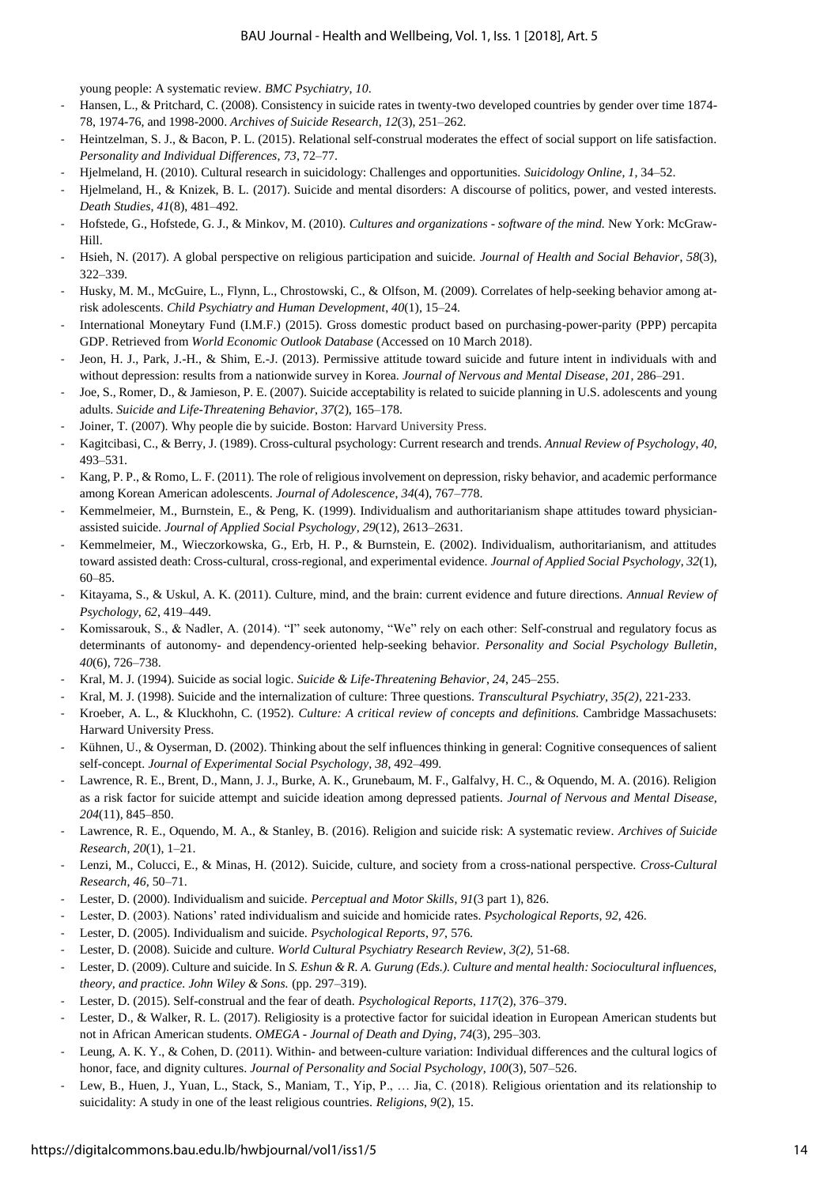young people: A systematic review. *BMC Psychiatry, 10*.

- Hansen, L., & Pritchard, C. (2008). Consistency in suicide rates in twenty-two developed countries by gender over time 1874-78, 1974-76, and 1998-2000. *Archives of Suicide Research, 12*(3), 251–262.
- Heintzelman, S. J., & Bacon, P. L. (2015). Relational self-construal moderates the effect of social support on life satisfaction. *Personality and Individual Differences, 73*, 72–77.
- Hjelmeland, H. (2010). Cultural research in suicidology: Challenges and opportunities. *Suicidology Online, 1*, 34–52.
- Hjelmeland, H., & Knizek, B. L. (2017). Suicide and mental disorders: A discourse of politics, power, and vested interests. *Death Studies, 41*(8), 481–492.
- Hofstede, G., Hofstede, G. J., & Minkov, M. (2010). *Cultures and organizations - software of the mind.* New York: McGraw-Hill.
- Hsieh, N. (2017). A global perspective on religious participation and suicide. *Journal of Health and Social Behavior, 58*(3), 322–339.
- Husky, M. M., McGuire, L., Flynn, L., Chrostowski, C., & Olfson, M. (2009). Correlates of help-seeking behavior among at-risk adolescents. *Child Psychiatry and Human Development, 40*(1), 15–24.
- International Moneytary Fund (I.M.F.) (2015). Gross domestic product based on purchasing-power-parity (PPP) percapita GDP. Retrieved from *World Economic Outlook Database* (Accessed on 10 March 2018).
- Jeon, H. J., Park, J.-H., & Shim, E.-J. (2013). Permissive attitude toward suicide and future intent in individuals with and without depression: results from a nationwide survey in Korea. *Journal of Nervous and Mental Disease, 201*, 286–291.
- Joe, S., Romer, D., & Jamieson, P. E. (2007). Suicide acceptability is related to suicide planning in U.S. adolescents and young adults. *Suicide and Life-Threatening Behavior, 37*(2), 165–178.
- Joiner, T. (2007). Why people die by suicide. Boston: Harvard University Press.
- Kagitcibasi, C., & Berry, J. (1989). Cross-cultural psychology: Current research and trends. *Annual Review of Psychology, 40*, 493–531.
- Kang, P. P., & Romo, L. F. (2011). The role of religious involvement on depression, risky behavior, and academic performance among Korean American adolescents. *Journal of Adolescence, 34*(4), 767–778.
- Kemmelmeier, M., Burnstein, E., & Peng, K. (1999). Individualism and authoritarianism shape attitudes toward physician-assisted suicide. *Journal of Applied Social Psychology, 29*(12), 2613–2631.
- Kemmelmeier, M., Wieczorkowska, G., Erb, H. P., & Burnstein, E. (2002). Individualism, authoritarianism, and attitudes toward assisted death: Cross-cultural, cross-regional, and experimental evidence. *Journal of Applied Social Psychology, 32*(1), 60–85.
- Kitayama, S., & Uskul, A. K. (2011). Culture, mind, and the brain: current evidence and future directions. *Annual Review of Psychology, 62*, 419–449.
- Komissarouk, S., & Nadler, A. (2014). "I" seek autonomy, "We" rely on each other: Self-construal and regulatory focus as determinants of autonomy- and dependency-oriented help-seeking behavior. *Personality and Social Psychology Bulletin, 40*(6), 726–738.
- Kral, M. J. (1994). Suicide as social logic. *Suicide & Life-Threatening Behavior, 24*, 245–255.
- Kral, M. J. (1998). Suicide and the internalization of culture: Three questions. *Transcultural Psychiatry, 35(2)*, 221-233.
- Kroeber, A. L., & Kluckhohn, C. (1952). *Culture: A critical review of concepts and definitions.* Cambridge Massachusets: Harward University Press.
- Kühnen, U., & Oyserman, D. (2002). Thinking about the self influences thinking in general: Cognitive consequences of salient self-concept. *Journal of Experimental Social Psychology, 38*, 492–499.
- Lawrence, R. E., Brent, D., Mann, J. J., Burke, A. K., Grunebaum, M. F., Galfalvy, H. C., & Oquendo, M. A. (2016). Religion as a risk factor for suicide attempt and suicide ideation among depressed patients. *Journal of Nervous and Mental Disease, 204*(11), 845–850.
- Lawrence, R. E., Oquendo, M. A., & Stanley, B. (2016). Religion and suicide risk: A systematic review. *Archives of Suicide Research, 20*(1), 1–21.
- Lenzi, M., Colucci, E., & Minas, H. (2012). Suicide, culture, and society from a cross-national perspective. *Cross-Cultural Research, 46*, 50–71.
- Lester, D. (2000). Individualism and suicide. *Perceptual and Motor Skills, 91*(3 part 1), 826.
- Lester, D. (2003). Nations' rated individualism and suicide and homicide rates. *Psychological Reports, 92*, 426.
- Lester, D. (2005). Individualism and suicide. *Psychological Reports, 97*, 576.
- Lester, D. (2008). Suicide and culture. *World Cultural Psychiatry Research Review, 3(2)*, 51-68.
- Lester, D. (2009). Culture and suicide. In *S. Eshun & R. A. Gurung (Eds.). Culture and mental health: Sociocultural influences, theory, and practice. John Wiley & Sons.* (pp. 297–319).
- Lester, D. (2015). Self-construal and the fear of death. *Psychological Reports, 117*(2), 376–379.
- Lester, D., & Walker, R. L. (2017). Religiosity is a protective factor for suicidal ideation in European American students but not in African American students. *OMEGA - Journal of Death and Dying, 74*(3), 295–303.
- Leung, A. K. Y., & Cohen, D. (2011). Within- and between-culture variation: Individual differences and the cultural logics of honor, face, and dignity cultures. *Journal of Personality and Social Psychology, 100*(3), 507–526.
- Lew, B., Huen, J., Yuan, L., Stack, S., Maniam, T., Yip, P., … Jia, C. (2018). Religious orientation and its relationship to suicidality: A study in one of the least religious countries. *Religions, 9*(2), 15.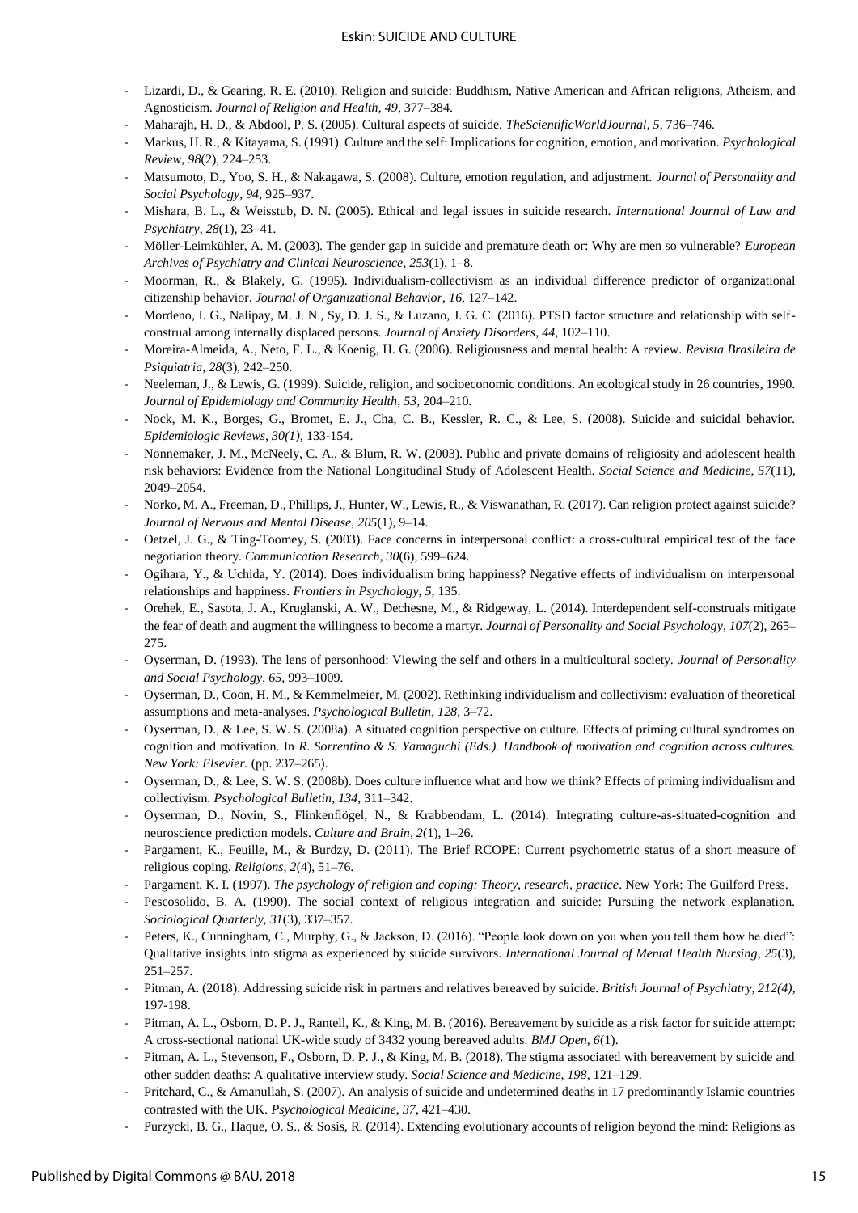- Lizardi, D., & Gearing, R. E. (2010). Religion and suicide: Buddhism, Native American and African religions, Atheism, and Agnosticism. *Journal of Religion and Health*, *49*, 377–384.
- Maharajh, H. D., & Abdool, P. S. (2005). Cultural aspects of suicide. *TheScientificWorldJournal*, *5*, 736–746.
- Markus, H. R., & Kitayama, S. (1991). Culture and the self: Implications for cognition, emotion, and motivation. *Psychological Review*, *98*(2), 224–253.
- Matsumoto, D., Yoo, S. H., & Nakagawa, S. (2008). Culture, emotion regulation, and adjustment. *Journal of Personality and Social Psychology*, *94*, 925–937.
- Mishara, B. L., & Weisstub, D. N. (2005). Ethical and legal issues in suicide research. *International Journal of Law and Psychiatry*, *28*(1), 23–41.
- Möller-Leimkühler, A. M. (2003). The gender gap in suicide and premature death or: Why are men so vulnerable? *European Archives of Psychiatry and Clinical Neuroscience*, *253*(1), 1–8.
- Moorman, R., & Blakely, G. (1995). Individualism-collectivism as an individual difference predictor of organizational citizenship behavior. *Journal of Organizational Behavior*, *16*, 127–142.
- Mordeno, I. G., Nalipay, M. J. N., Sy, D. J. S., & Luzano, J. G. C. (2016). PTSD factor structure and relationship with self-construal among internally displaced persons. *Journal of Anxiety Disorders*, *44*, 102–110.
- Moreira-Almeida, A., Neto, F. L., & Koenig, H. G. (2006). Religiousness and mental health: A review. *Revista Brasileira de Psiquiatria*, *28*(3), 242–250.
- Neeleman, J., & Lewis, G. (1999). Suicide, religion, and socioeconomic conditions. An ecological study in 26 countries, 1990. *Journal of Epidemiology and Community Health*, *53*, 204–210.
- Nock, M. K., Borges, G., Bromet, E. J., Cha, C. B., Kessler, R. C., & Lee, S. (2008). Suicide and suicidal behavior. *Epidemiologic Reviews*, *30(1)*, 133-154.
- Nonnemaker, J. M., McNeely, C. A., & Blum, R. W. (2003). Public and private domains of religiosity and adolescent health risk behaviors: Evidence from the National Longitudinal Study of Adolescent Health. *Social Science and Medicine*, *57*(11), 2049–2054.
- Norko, M. A., Freeman, D., Phillips, J., Hunter, W., Lewis, R., & Viswanathan, R. (2017). Can religion protect against suicide? *Journal of Nervous and Mental Disease*, *205*(1), 9–14.
- Oetzel, J. G., & Ting-Toomey, S. (2003). Face concerns in interpersonal conflict: a cross-cultural empirical test of the face negotiation theory. *Communication Research*, *30*(6), 599–624.
- Ogihara, Y., & Uchida, Y. (2014). Does individualism bring happiness? Negative effects of individualism on interpersonal relationships and happiness. *Frontiers in Psychology*, *5*, 135.
- Orehek, E., Sasota, J. A., Kruglanski, A. W., Dechesne, M., & Ridgeway, L. (2014). Interdependent self-construals mitigate the fear of death and augment the willingness to become a martyr. *Journal of Personality and Social Psychology*, *107*(2), 265–275.
- Oyserman, D. (1993). The lens of personhood: Viewing the self and others in a multicultural society. *Journal of Personality and Social Psychology*, *65*, 993–1009.
- Oyserman, D., Coon, H. M., & Kemmelmeier, M. (2002). Rethinking individualism and collectivism: evaluation of theoretical assumptions and meta-analyses. *Psychological Bulletin*, *128*, 3–72.
- Oyserman, D., & Lee, S. W. S. (2008a). A situated cognition perspective on culture. Effects of priming cultural syndromes on cognition and motivation. In *R. Sorrentino & S. Yamaguchi (Eds.). Handbook of motivation and cognition across cultures. New York: Elsevier.* (pp. 237–265).
- Oyserman, D., & Lee, S. W. S. (2008b). Does culture influence what and how we think? Effects of priming individualism and collectivism. *Psychological Bulletin*, *134*, 311–342.
- Oyserman, D., Novin, S., Flinkenflögel, N., & Krabbendam, L. (2014). Integrating culture-as-situated-cognition and neuroscience prediction models. *Culture and Brain*, *2*(1), 1–26.
- Pargament, K., Feuille, M., & Burdzy, D. (2011). The Brief RCOPE: Current psychometric status of a short measure of religious coping. *Religions*, *2*(4), 51–76.
- Pargament, K. I. (1997). *The psychology of religion and coping: Theory, research, practice*. New York: The Guilford Press.
- Pescosolido, B. A. (1990). The social context of religious integration and suicide: Pursuing the network explanation. *Sociological Quarterly*, *31*(3), 337–357.
- Peters, K., Cunningham, C., Murphy, G., & Jackson, D. (2016). "People look down on you when you tell them how he died": Qualitative insights into stigma as experienced by suicide survivors. *International Journal of Mental Health Nursing*, *25*(3), 251–257.
- Pitman, A. (2018). Addressing suicide risk in partners and relatives bereaved by suicide. *British Journal of Psychiatry, 212(4)*, 197-198.
- Pitman, A. L., Osborn, D. P. J., Rantell, K., & King, M. B. (2016). Bereavement by suicide as a risk factor for suicide attempt: A cross-sectional national UK-wide study of 3432 young bereaved adults. *BMJ Open, 6*(1).
- Pitman, A. L., Stevenson, F., Osborn, D. P. J., & King, M. B. (2018). The stigma associated with bereavement by suicide and other sudden deaths: A qualitative interview study. *Social Science and Medicine*, *198*, 121–129.
- Pritchard, C., & Amanullah, S. (2007). An analysis of suicide and undetermined deaths in 17 predominantly Islamic countries contrasted with the UK. *Psychological Medicine*, *37*, 421–430.
- Purzycki, B. G., Haque, O. S., & Sosis, R. (2014). Extending evolutionary accounts of religion beyond the mind: Religions as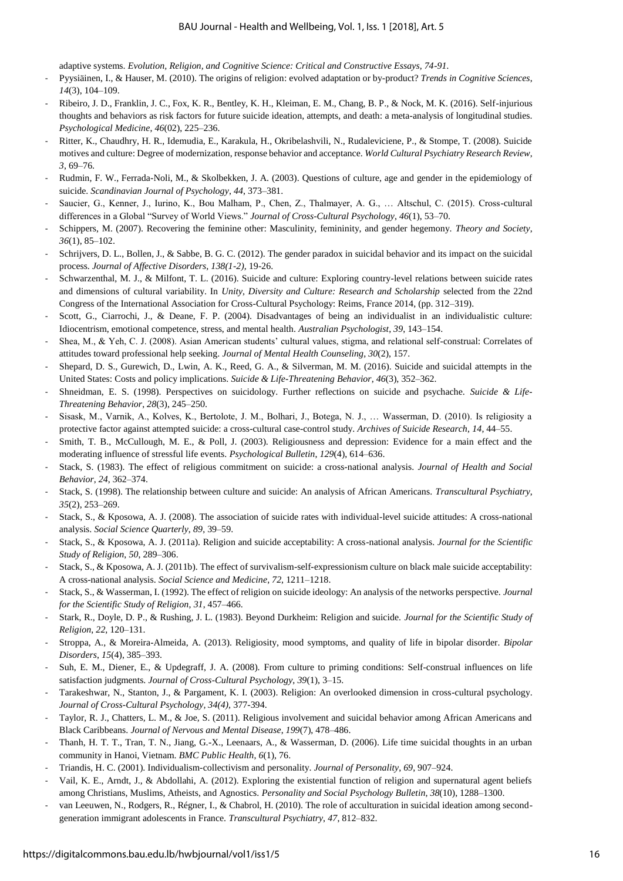adaptive systems. *Evolution, Religion, and Cognitive Science: Critical and Constructive Essays, 74-91.*

- Pyysiäinen, I., & Hauser, M. (2010). The origins of religion: evolved adaptation or by-product? *Trends in Cognitive Sciences*, *14*(3), 104–109.
- Ribeiro, J. D., Franklin, J. C., Fox, K. R., Bentley, K. H., Kleiman, E. M., Chang, B. P., & Nock, M. K. (2016). Self-injurious thoughts and behaviors as risk factors for future suicide ideation, attempts, and death: a meta-analysis of longitudinal studies. *Psychological Medicine*, *46*(02), 225–236.
- Ritter, K., Chaudhry, H. R., Idemudia, E., Karakula, H., Okribelashvili, N., Rudaleviciene, P., & Stompe, T. (2008). Suicide motives and culture: Degree of modernization, response behavior and acceptance. *World Cultural Psychiatry Research Review*, *3*, 69–76.
- Rudmin, F. W., Ferrada-Noli, M., & Skolbekken, J. A. (2003). Questions of culture, age and gender in the epidemiology of suicide. *Scandinavian Journal of Psychology*, *44*, 373–381.
- Saucier, G., Kenner, J., Iurino, K., Bou Malham, P., Chen, Z., Thalmayer, A. G., … Altschul, C. (2015). Cross-cultural differences in a Global "Survey of World Views." *Journal of Cross-Cultural Psychology*, *46*(1), 53–70.
- Schippers, M. (2007). Recovering the feminine other: Masculinity, femininity, and gender hegemony. *Theory and Society*, *36*(1), 85–102.
- Schrijvers, D. L., Bollen, J., & Sabbe, B. G. C. (2012). The gender paradox in suicidal behavior and its impact on the suicidal process. *Journal of Affective Disorders, 138(1-2),* 19-26.
- Schwarzenthal, M. J., & Milfont, T. L. (2016). Suicide and culture: Exploring country-level relations between suicide rates and dimensions of cultural variability. In *Unity, Diversity and Culture: Research and Scholarship* selected from the 22nd Congress of the International Association for Cross-Cultural Psychology: Reims, France 2014, (pp. 312–319).
- Scott, G., Ciarrochi, J., & Deane, F. P. (2004). Disadvantages of being an individualist in an individualistic culture: Idiocentrism, emotional competence, stress, and mental health. *Australian Psychologist*, *39*, 143–154.
- Shea, M., & Yeh, C. J. (2008). Asian American students' cultural values, stigma, and relational self-construal: Correlates of attitudes toward professional help seeking. *Journal of Mental Health Counseling*, *30*(2), 157.
- Shepard, D. S., Gurewich, D., Lwin, A. K., Reed, G. A., & Silverman, M. M. (2016). Suicide and suicidal attempts in the United States: Costs and policy implications. *Suicide & Life-Threatening Behavior*, *46*(3), 352–362.
- Shneidman, E. S. (1998). Perspectives on suicidology. Further reflections on suicide and psychache. *Suicide & Life-Threatening Behavior*, *28*(3), 245–250.
- Sisask, M., Varnik, A., Kolves, K., Bertolote, J. M., Bolhari, J., Botega, N. J., … Wasserman, D. (2010). Is religiosity a protective factor against attempted suicide: a cross-cultural case-control study. *Archives of Suicide Research*, *14*, 44–55.
- Smith, T. B., McCullough, M. E., & Poll, J. (2003). Religiousness and depression: Evidence for a main effect and the moderating influence of stressful life events. *Psychological Bulletin*, *129*(4), 614–636.
- Stack, S. (1983). The effect of religious commitment on suicide: a cross-national analysis. *Journal of Health and Social Behavior*, *24*, 362–374.
- Stack, S. (1998). The relationship between culture and suicide: An analysis of African Americans. *Transcultural Psychiatry*, *35*(2), 253–269.
- Stack, S., & Kposowa, A. J. (2008). The association of suicide rates with individual-level suicide attitudes: A cross-national analysis. *Social Science Quarterly*, *89*, 39–59.
- Stack, S., & Kposowa, A. J. (2011a). Religion and suicide acceptability: A cross-national analysis. *Journal for the Scientific Study of Religion*, *50*, 289–306.
- Stack, S., & Kposowa, A. J. (2011b). The effect of survivalism-self-expressionism culture on black male suicide acceptability: A cross-national analysis. *Social Science and Medicine*, *72*, 1211–1218.
- Stack, S., & Wasserman, I. (1992). The effect of religion on suicide ideology: An analysis of the networks perspective. *Journal for the Scientific Study of Religion*, *31*, 457–466.
- Stark, R., Doyle, D. P., & Rushing, J. L. (1983). Beyond Durkheim: Religion and suicide. *Journal for the Scientific Study of Religion*, *22*, 120–131.
- Stroppa, A., & Moreira-Almeida, A. (2013). Religiosity, mood symptoms, and quality of life in bipolar disorder. *Bipolar Disorders*, *15*(4), 385–393.
- Suh, E. M., Diener, E., & Updegraff, J. A. (2008). From culture to priming conditions: Self-construal influences on life satisfaction judgments. *Journal of Cross-Cultural Psychology*, *39*(1), 3–15.
- Tarakeshwar, N., Stanton, J., & Pargament, K. I. (2003). Religion: An overlooked dimension in cross-cultural psychology. *Journal of Cross-Cultural Psychology*, *34(4)*, 377-394.
- Taylor, R. J., Chatters, L. M., & Joe, S. (2011). Religious involvement and suicidal behavior among African Americans and Black Caribbeans. *Journal of Nervous and Mental Disease*, *199*(7), 478–486.
- Thanh, H. T. T., Tran, T. N., Jiang, G.-X., Leenaars, A., & Wasserman, D. (2006). Life time suicidal thoughts in an urban community in Hanoi, Vietnam. *BMC Public Health*, *6*(1), 76.
- Triandis, H. C. (2001). Individualism-collectivism and personality. *Journal of Personality*, *69*, 907–924.
- Vail, K. E., Arndt, J., & Abdollahi, A. (2012). Exploring the existential function of religion and supernatural agent beliefs among Christians, Muslims, Atheists, and Agnostics. *Personality and Social Psychology Bulletin*, *38*(10), 1288–1300.
- van Leeuwen, N., Rodgers, R., Régner, I., & Chabrol, H. (2010). The role of acculturation in suicidal ideation among second-generation immigrant adolescents in France. *Transcultural Psychiatry*, *47*, 812–832.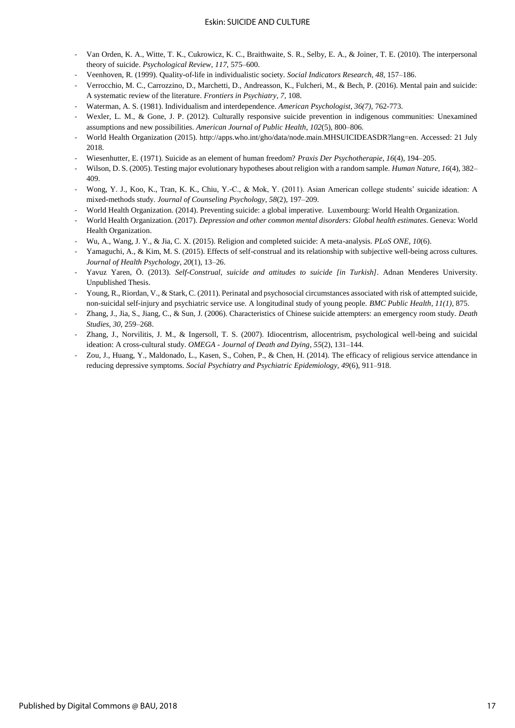- Van Orden, K. A., Witte, T. K., Cukrowicz, K. C., Braithwaite, S. R., Selby, E. A., & Joiner, T. E. (2010). The interpersonal theory of suicide. *Psychological Review*, *117*, 575–600.
- Veenhoven, R. (1999). Quality-of-life in individualistic society. *Social Indicators Research, 48,* 157–186.
- Verrocchio, M. C., Carrozzino, D., Marchetti, D., Andreasson, K., Fulcheri, M., & Bech, P. (2016). Mental pain and suicide: A systematic review of the literature. *Frontiers in Psychiatry, 7,* 108.
- Waterman, A. S. (1981). Individualism and interdependence. *American Psychologist, 36(7),* 762-773.
- Wexler, L. M., & Gone, J. P. (2012). Culturally responsive suicide prevention in indigenous communities: Unexamined assumptions and new possibilities. *American Journal of Public Health*, *102*(5), 800–806.
- World Health Organization (2015). http://apps.who.int/gho/data/node.main.MHSUICIDEASDR?lang=en. Accessed: 21 July 2018.
- Wiesenhutter, E. (1971). Suicide as an element of human freedom? *Praxis Der Psychotherapie*, *16*(4), 194–205.
- Wilson, D. S. (2005). Testing major evolutionary hypotheses about religion with a random sample. *Human Nature*, *16*(4), 382–409.
- Wong, Y. J., Koo, K., Tran, K. K., Chiu, Y.-C., & Mok, Y. (2011). Asian American college students' suicide ideation: A mixed-methods study. *Journal of Counseling Psychology*, *58*(2), 197–209.
- World Health Organization. (2014). Preventing suicide: a global imperative. Luxembourg: World Health Organization.
- World Health Organization. (2017). *Depression and other common mental disorders: Global health estimates*. Geneva: World Health Organization.
- Wu, A., Wang, J. Y., & Jia, C. X. (2015). Religion and completed suicide: A meta-analysis. *PLoS ONE*, *10*(6).
- Yamaguchi, A., & Kim, M. S. (2015). Effects of self-construal and its relationship with subjective well-being across cultures. *Journal of Health Psychology*, *20*(1), 13–26.
- Yavuz Yaren, Ö. (2013). *Self-Construal, suicide and attitudes to suicide [in Turkish]*. Adnan Menderes University. Unpublished Thesis.
- Young, R., Riordan, V., & Stark, C. (2011). Perinatal and psychosocial circumstances associated with risk of attempted suicide, non-suicidal self-injury and psychiatric service use. A longitudinal study of young people. *BMC Public Health*, *11(1)*, 875.
- Zhang, J., Jia, S., Jiang, C., & Sun, J. (2006). Characteristics of Chinese suicide attempters: an emergency room study. *Death Studies*, *30*, 259–268.
- Zhang, J., Norvilitis, J. M., & Ingersoll, T. S. (2007). Idiocentrism, allocentrism, psychological well-being and suicidal ideation: A cross-cultural study. *OMEGA - Journal of Death and Dying*, *55*(2), 131–144.
- Zou, J., Huang, Y., Maldonado, L., Kasen, S., Cohen, P., & Chen, H. (2014). The efficacy of religious service attendance in reducing depressive symptoms. *Social Psychiatry and Psychiatric Epidemiology*, *49*(6), 911–918.